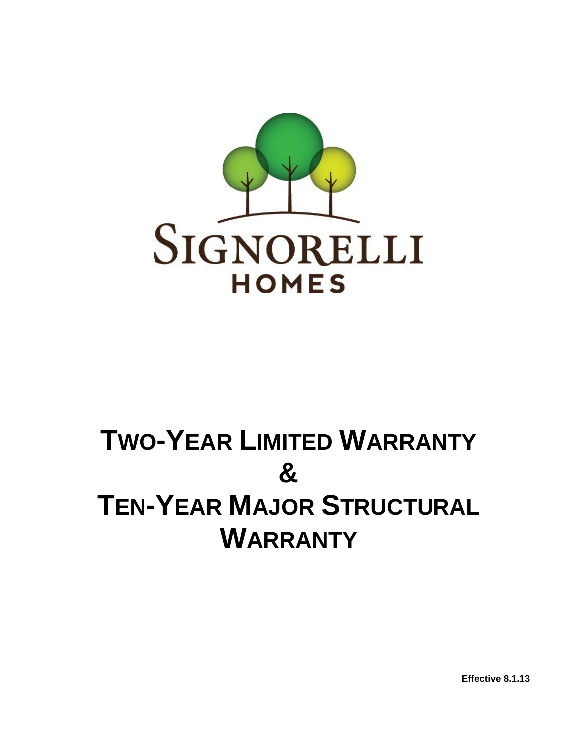SIGNORELLI HOMES

# TWO-YEAR LIMITED WARRANTY
# &
# TEN-YEAR MAJOR STRUCTURAL WARRANTY

**Effective 8.1.13**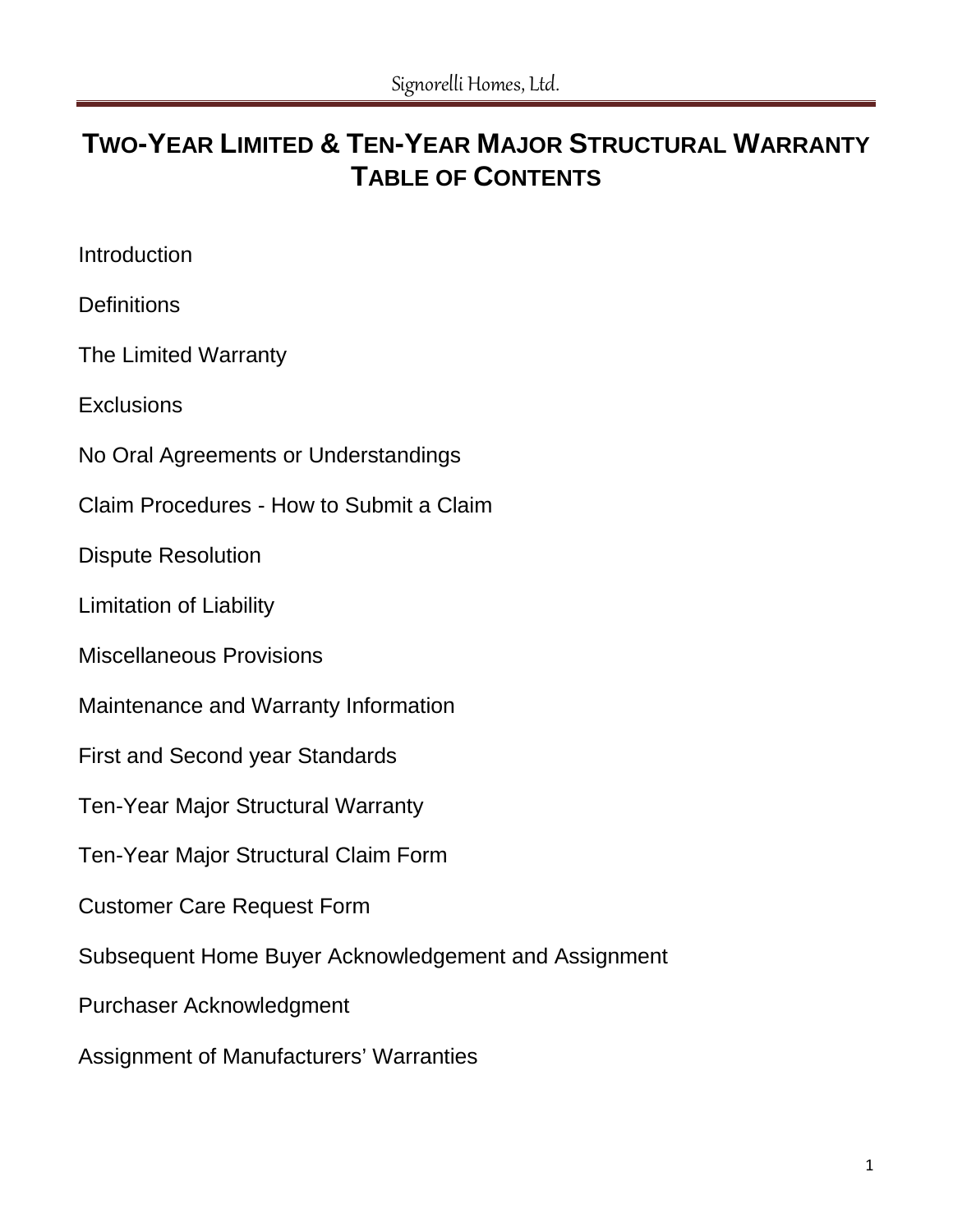# TWO-YEAR LIMITED & TEN-YEAR MAJOR STRUCTURAL WARRANTY TABLE OF CONTENTS

Introduction

Definitions

The Limited Warranty

Exclusions

No Oral Agreements or Understandings

Claim Procedures - How to Submit a Claim

Dispute Resolution

Limitation of Liability

Miscellaneous Provisions

Maintenance and Warranty Information

First and Second year Standards

Ten-Year Major Structural Warranty

Ten-Year Major Structural Claim Form

Customer Care Request Form

Subsequent Home Buyer Acknowledgement and Assignment

Purchaser Acknowledgment

Assignment of Manufacturers' Warranties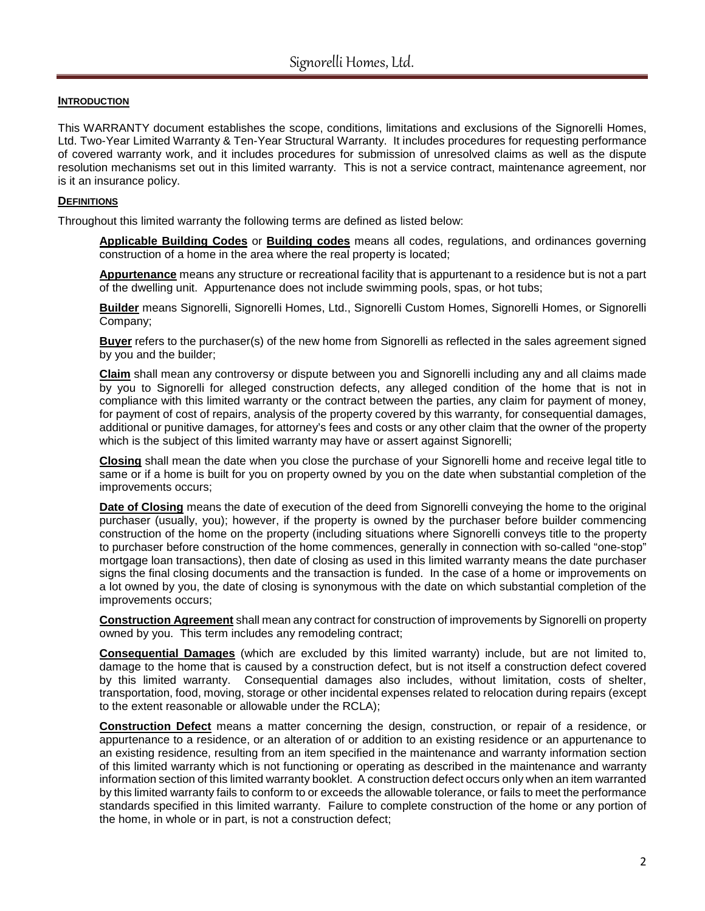## INTRODUCTION

This WARRANTY document establishes the scope, conditions, limitations and exclusions of the Signorelli Homes, Ltd. Two-Year Limited Warranty & Ten-Year Structural Warranty. It includes procedures for requesting performance of covered warranty work, and it includes procedures for submission of unresolved claims as well as the dispute resolution mechanisms set out in this limited warranty. This is not a service contract, maintenance agreement, nor is it an insurance policy.

## DEFINITIONS

Throughout this limited warranty the following terms are defined as listed below:

**Applicable Building Codes** or **Building codes** means all codes, regulations, and ordinances governing construction of a home in the area where the real property is located;

**Appurtenance** means any structure or recreational facility that is appurtenant to a residence but is not a part of the dwelling unit. Appurtenance does not include swimming pools, spas, or hot tubs;

**Builder** means Signorelli, Signorelli Homes, Ltd., Signorelli Custom Homes, Signorelli Homes, or Signorelli Company;

**Buyer** refers to the purchaser(s) of the new home from Signorelli as reflected in the sales agreement signed by you and the builder;

**Claim** shall mean any controversy or dispute between you and Signorelli including any and all claims made by you to Signorelli for alleged construction defects, any alleged condition of the home that is not in compliance with this limited warranty or the contract between the parties, any claim for payment of money, for payment of cost of repairs, analysis of the property covered by this warranty, for consequential damages, additional or punitive damages, for attorney's fees and costs or any other claim that the owner of the property which is the subject of this limited warranty may have or assert against Signorelli;

**Closing** shall mean the date when you close the purchase of your Signorelli home and receive legal title to same or if a home is built for you on property owned by you on the date when substantial completion of the improvements occurs;

**Date of Closing** means the date of execution of the deed from Signorelli conveying the home to the original purchaser (usually, you); however, if the property is owned by the purchaser before builder commencing construction of the home on the property (including situations where Signorelli conveys title to the property to purchaser before construction of the home commences, generally in connection with so-called "one-stop" mortgage loan transactions), then date of closing as used in this limited warranty means the date purchaser signs the final closing documents and the transaction is funded. In the case of a home or improvements on a lot owned by you, the date of closing is synonymous with the date on which substantial completion of the improvements occurs;

**Construction Agreement** shall mean any contract for construction of improvements by Signorelli on property owned by you. This term includes any remodeling contract;

**Consequential Damages** (which are excluded by this limited warranty) include, but are not limited to, damage to the home that is caused by a construction defect, but is not itself a construction defect covered by this limited warranty. Consequential damages also includes, without limitation, costs of shelter, transportation, food, moving, storage or other incidental expenses related to relocation during repairs (except to the extent reasonable or allowable under the RCLA);

**Construction Defect** means a matter concerning the design, construction, or repair of a residence, or appurtenance to a residence, or an alteration of or addition to an existing residence or an appurtenance to an existing residence, resulting from an item specified in the maintenance and warranty information section of this limited warranty which is not functioning or operating as described in the maintenance and warranty information section of this limited warranty booklet. A construction defect occurs only when an item warranted by this limited warranty fails to conform to or exceeds the allowable tolerance, or fails to meet the performance standards specified in this limited warranty. Failure to complete construction of the home or any portion of the home, in whole or in part, is not a construction defect;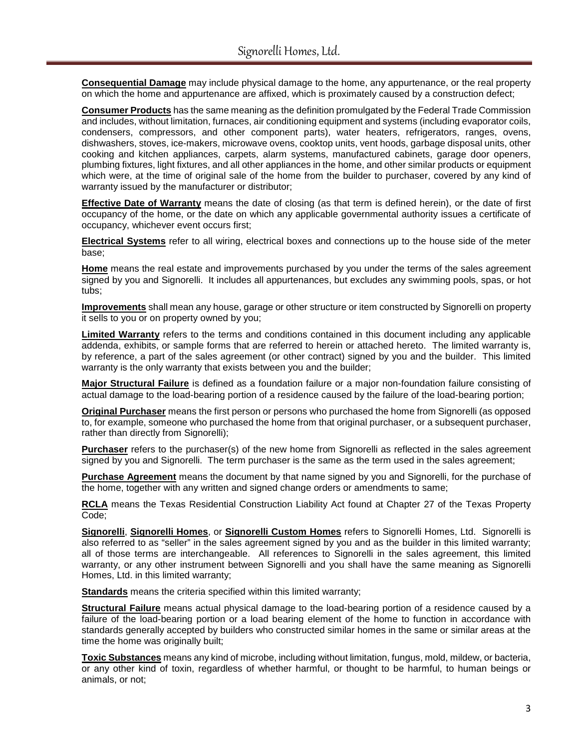**Consequential Damage** may include physical damage to the home, any appurtenance, or the real property on which the home and appurtenance are affixed, which is proximately caused by a construction defect;

**Consumer Products** has the same meaning as the definition promulgated by the Federal Trade Commission and includes, without limitation, furnaces, air conditioning equipment and systems (including evaporator coils, condensers, compressors, and other component parts), water heaters, refrigerators, ranges, ovens, dishwashers, stoves, ice-makers, microwave ovens, cooktop units, vent hoods, garbage disposal units, other cooking and kitchen appliances, carpets, alarm systems, manufactured cabinets, garage door openers, plumbing fixtures, light fixtures, and all other appliances in the home, and other similar products or equipment which were, at the time of original sale of the home from the builder to purchaser, covered by any kind of warranty issued by the manufacturer or distributor;

**Effective Date of Warranty** means the date of closing (as that term is defined herein), or the date of first occupancy of the home, or the date on which any applicable governmental authority issues a certificate of occupancy, whichever event occurs first;

**Electrical Systems** refer to all wiring, electrical boxes and connections up to the house side of the meter base;

**Home** means the real estate and improvements purchased by you under the terms of the sales agreement signed by you and Signorelli. It includes all appurtenances, but excludes any swimming pools, spas, or hot tubs;

**Improvements** shall mean any house, garage or other structure or item constructed by Signorelli on property it sells to you or on property owned by you;

**Limited Warranty** refers to the terms and conditions contained in this document including any applicable addenda, exhibits, or sample forms that are referred to herein or attached hereto. The limited warranty is, by reference, a part of the sales agreement (or other contract) signed by you and the builder. This limited warranty is the only warranty that exists between you and the builder;

**Major Structural Failure** is defined as a foundation failure or a major non-foundation failure consisting of actual damage to the load-bearing portion of a residence caused by the failure of the load-bearing portion;

**Original Purchaser** means the first person or persons who purchased the home from Signorelli (as opposed to, for example, someone who purchased the home from that original purchaser, or a subsequent purchaser, rather than directly from Signorelli);

**Purchaser** refers to the purchaser(s) of the new home from Signorelli as reflected in the sales agreement signed by you and Signorelli. The term purchaser is the same as the term used in the sales agreement;

**Purchase Agreement** means the document by that name signed by you and Signorelli, for the purchase of the home, together with any written and signed change orders or amendments to same;

**RCLA** means the Texas Residential Construction Liability Act found at Chapter 27 of the Texas Property Code;

**Signorelli**, **Signorelli Homes**, or **Signorelli Custom Homes** refers to Signorelli Homes, Ltd. Signorelli is also referred to as "seller" in the sales agreement signed by you and as the builder in this limited warranty; all of those terms are interchangeable. All references to Signorelli in the sales agreement, this limited warranty, or any other instrument between Signorelli and you shall have the same meaning as Signorelli Homes, Ltd. in this limited warranty;

**Standards** means the criteria specified within this limited warranty;

**Structural Failure** means actual physical damage to the load-bearing portion of a residence caused by a failure of the load-bearing portion or a load bearing element of the home to function in accordance with standards generally accepted by builders who constructed similar homes in the same or similar areas at the time the home was originally built;

**Toxic Substances** means any kind of microbe, including without limitation, fungus, mold, mildew, or bacteria, or any other kind of toxin, regardless of whether harmful, or thought to be harmful, to human beings or animals, or not;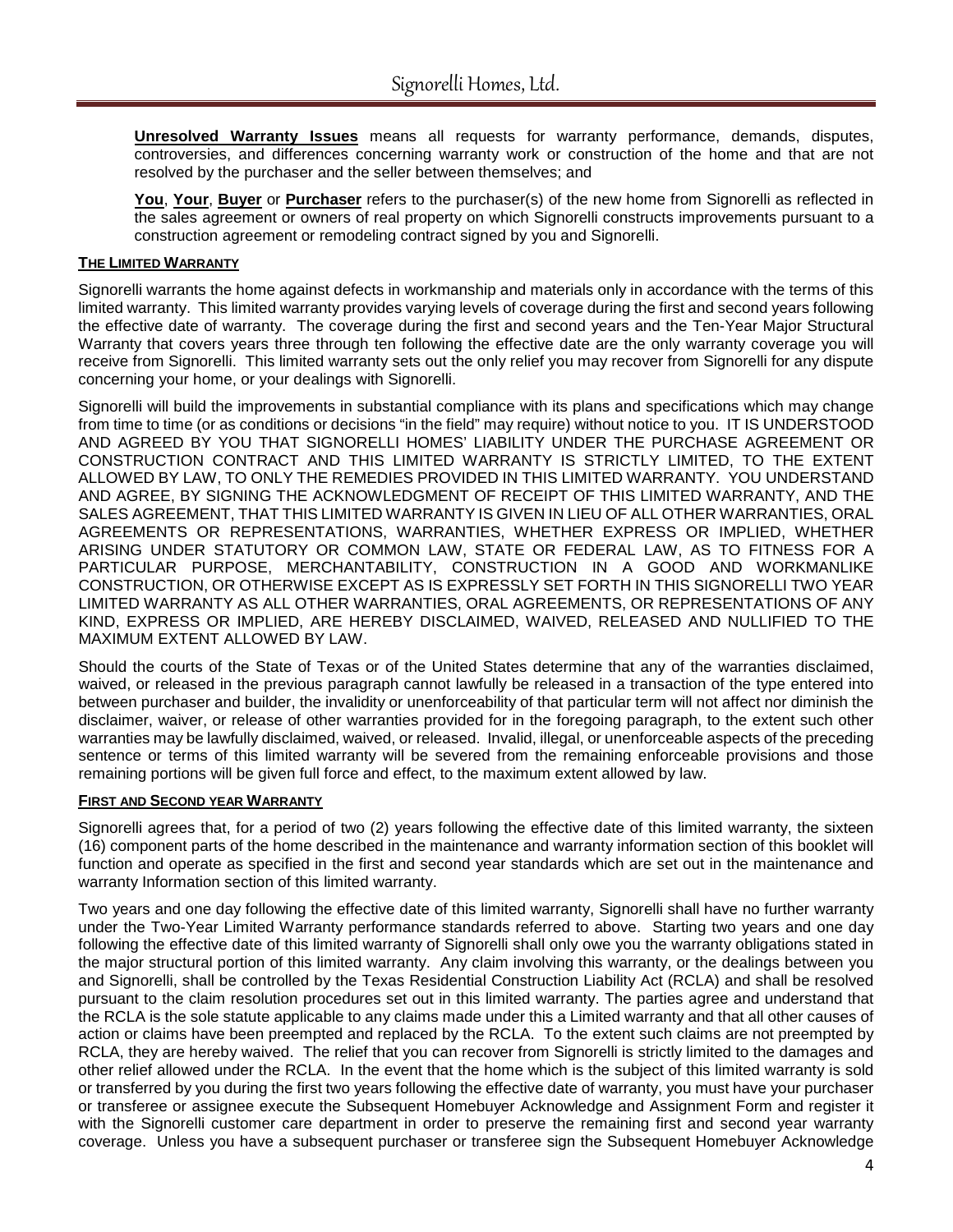**Unresolved Warranty Issues** means all requests for warranty performance, demands, disputes, controversies, and differences concerning warranty work or construction of the home and that are not resolved by the purchaser and the seller between themselves; and

**You**, **Your**, **Buyer** or **Purchaser** refers to the purchaser(s) of the new home from Signorelli as reflected in the sales agreement or owners of real property on which Signorelli constructs improvements pursuant to a construction agreement or remodeling contract signed by you and Signorelli.

**THE LIMITED WARRANTY**

Signorelli warrants the home against defects in workmanship and materials only in accordance with the terms of this limited warranty. This limited warranty provides varying levels of coverage during the first and second years following the effective date of warranty. The coverage during the first and second years and the Ten-Year Major Structural Warranty that covers years three through ten following the effective date are the only warranty coverage you will receive from Signorelli. This limited warranty sets out the only relief you may recover from Signorelli for any dispute concerning your home, or your dealings with Signorelli.

Signorelli will build the improvements in substantial compliance with its plans and specifications which may change from time to time (or as conditions or decisions "in the field" may require) without notice to you. IT IS UNDERSTOOD AND AGREED BY YOU THAT SIGNORELLI HOMES' LIABILITY UNDER THE PURCHASE AGREEMENT OR CONSTRUCTION CONTRACT AND THIS LIMITED WARRANTY IS STRICTLY LIMITED, TO THE EXTENT ALLOWED BY LAW, TO ONLY THE REMEDIES PROVIDED IN THIS LIMITED WARRANTY. YOU UNDERSTAND AND AGREE, BY SIGNING THE ACKNOWLEDGMENT OF RECEIPT OF THIS LIMITED WARRANTY, AND THE SALES AGREEMENT, THAT THIS LIMITED WARRANTY IS GIVEN IN LIEU OF ALL OTHER WARRANTIES, ORAL AGREEMENTS OR REPRESENTATIONS, WARRANTIES, WHETHER EXPRESS OR IMPLIED, WHETHER ARISING UNDER STATUTORY OR COMMON LAW, STATE OR FEDERAL LAW, AS TO FITNESS FOR A PARTICULAR PURPOSE, MERCHANTABILITY, CONSTRUCTION IN A GOOD AND WORKMANLIKE CONSTRUCTION, OR OTHERWISE EXCEPT AS IS EXPRESSLY SET FORTH IN THIS SIGNORELLI TWO YEAR LIMITED WARRANTY AS ALL OTHER WARRANTIES, ORAL AGREEMENTS, OR REPRESENTATIONS OF ANY KIND, EXPRESS OR IMPLIED, ARE HEREBY DISCLAIMED, WAIVED, RELEASED AND NULLIFIED TO THE MAXIMUM EXTENT ALLOWED BY LAW.

Should the courts of the State of Texas or of the United States determine that any of the warranties disclaimed, waived, or released in the previous paragraph cannot lawfully be released in a transaction of the type entered into between purchaser and builder, the invalidity or unenforceability of that particular term will not affect nor diminish the disclaimer, waiver, or release of other warranties provided for in the foregoing paragraph, to the extent such other warranties may be lawfully disclaimed, waived, or released. Invalid, illegal, or unenforceable aspects of the preceding sentence or terms of this limited warranty will be severed from the remaining enforceable provisions and those remaining portions will be given full force and effect, to the maximum extent allowed by law.

**FIRST AND SECOND YEAR WARRANTY**

Signorelli agrees that, for a period of two (2) years following the effective date of this limited warranty, the sixteen (16) component parts of the home described in the maintenance and warranty information section of this booklet will function and operate as specified in the first and second year standards which are set out in the maintenance and warranty Information section of this limited warranty.

Two years and one day following the effective date of this limited warranty, Signorelli shall have no further warranty under the Two-Year Limited Warranty performance standards referred to above. Starting two years and one day following the effective date of this limited warranty of Signorelli shall only owe you the warranty obligations stated in the major structural portion of this limited warranty. Any claim involving this warranty, or the dealings between you and Signorelli, shall be controlled by the Texas Residential Construction Liability Act (RCLA) and shall be resolved pursuant to the claim resolution procedures set out in this limited warranty. The parties agree and understand that the RCLA is the sole statute applicable to any claims made under this a Limited warranty and that all other causes of action or claims have been preempted and replaced by the RCLA. To the extent such claims are not preempted by RCLA, they are hereby waived. The relief that you can recover from Signorelli is strictly limited to the damages and other relief allowed under the RCLA. In the event that the home which is the subject of this limited warranty is sold or transferred by you during the first two years following the effective date of warranty, you must have your purchaser or transferee or assignee execute the Subsequent Homebuyer Acknowledge and Assignment Form and register it with the Signorelli customer care department in order to preserve the remaining first and second year warranty coverage. Unless you have a subsequent purchaser or transferee sign the Subsequent Homebuyer Acknowledge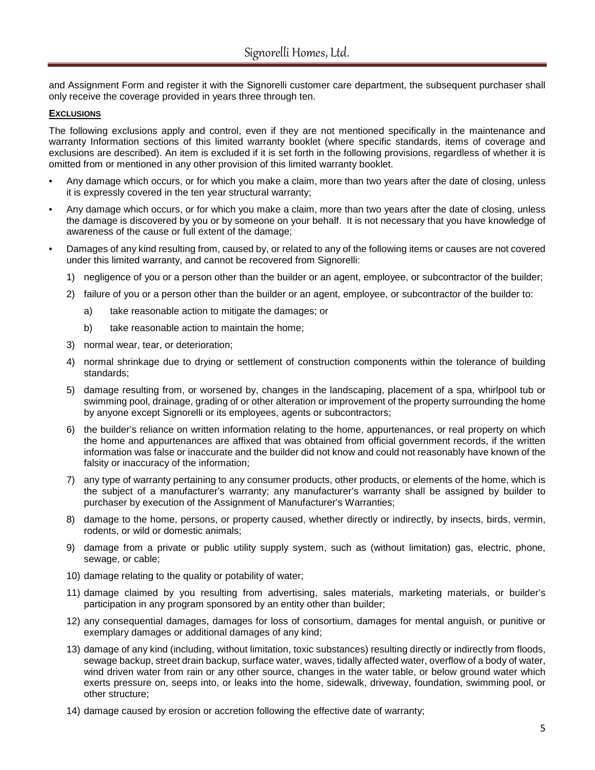and Assignment Form and register it with the Signorelli customer care department, the subsequent purchaser shall only receive the coverage provided in years three through ten.

**EXCLUSIONS**

The following exclusions apply and control, even if they are not mentioned specifically in the maintenance and warranty Information sections of this limited warranty booklet (where specific standards, items of coverage and exclusions are described). An item is excluded if it is set forth in the following provisions, regardless of whether it is omitted from or mentioned in any other provision of this limited warranty booklet.

- Any damage which occurs, or for which you make a claim, more than two years after the date of closing, unless it is expressly covered in the ten year structural warranty;
- Any damage which occurs, or for which you make a claim, more than two years after the date of closing, unless the damage is discovered by you or by someone on your behalf. It is not necessary that you have knowledge of awareness of the cause or full extent of the damage;
- Damages of any kind resulting from, caused by, or related to any of the following items or causes are not covered under this limited warranty, and cannot be recovered from Signorelli:
  1) negligence of you or a person other than the builder or an agent, employee, or subcontractor of the builder;
  2) failure of you or a person other than the builder or an agent, employee, or subcontractor of the builder to:
     a) take reasonable action to mitigate the damages; or
     b) take reasonable action to maintain the home;
  3) normal wear, tear, or deterioration;
  4) normal shrinkage due to drying or settlement of construction components within the tolerance of building standards;
  5) damage resulting from, or worsened by, changes in the landscaping, placement of a spa, whirlpool tub or swimming pool, drainage, grading of or other alteration or improvement of the property surrounding the home by anyone except Signorelli or its employees, agents or subcontractors;
  6) the builder's reliance on written information relating to the home, appurtenances, or real property on which the home and appurtenances are affixed that was obtained from official government records, if the written information was false or inaccurate and the builder did not know and could not reasonably have known of the falsity or inaccuracy of the information;
  7) any type of warranty pertaining to any consumer products, other products, or elements of the home, which is the subject of a manufacturer's warranty; any manufacturer's warranty shall be assigned by builder to purchaser by execution of the Assignment of Manufacturer's Warranties;
  8) damage to the home, persons, or property caused, whether directly or indirectly, by insects, birds, vermin, rodents, or wild or domestic animals;
  9) damage from a private or public utility supply system, such as (without limitation) gas, electric, phone, sewage, or cable;
  10) damage relating to the quality or potability of water;
  11) damage claimed by you resulting from advertising, sales materials, marketing materials, or builder's participation in any program sponsored by an entity other than builder;
  12) any consequential damages, damages for loss of consortium, damages for mental anguish, or punitive or exemplary damages or additional damages of any kind;
  13) damage of any kind (including, without limitation, toxic substances) resulting directly or indirectly from floods, sewage backup, street drain backup, surface water, waves, tidally affected water, overflow of a body of water, wind driven water from rain or any other source, changes in the water table, or below ground water which exerts pressure on, seeps into, or leaks into the home, sidewalk, driveway, foundation, swimming pool, or other structure;
  14) damage caused by erosion or accretion following the effective date of warranty;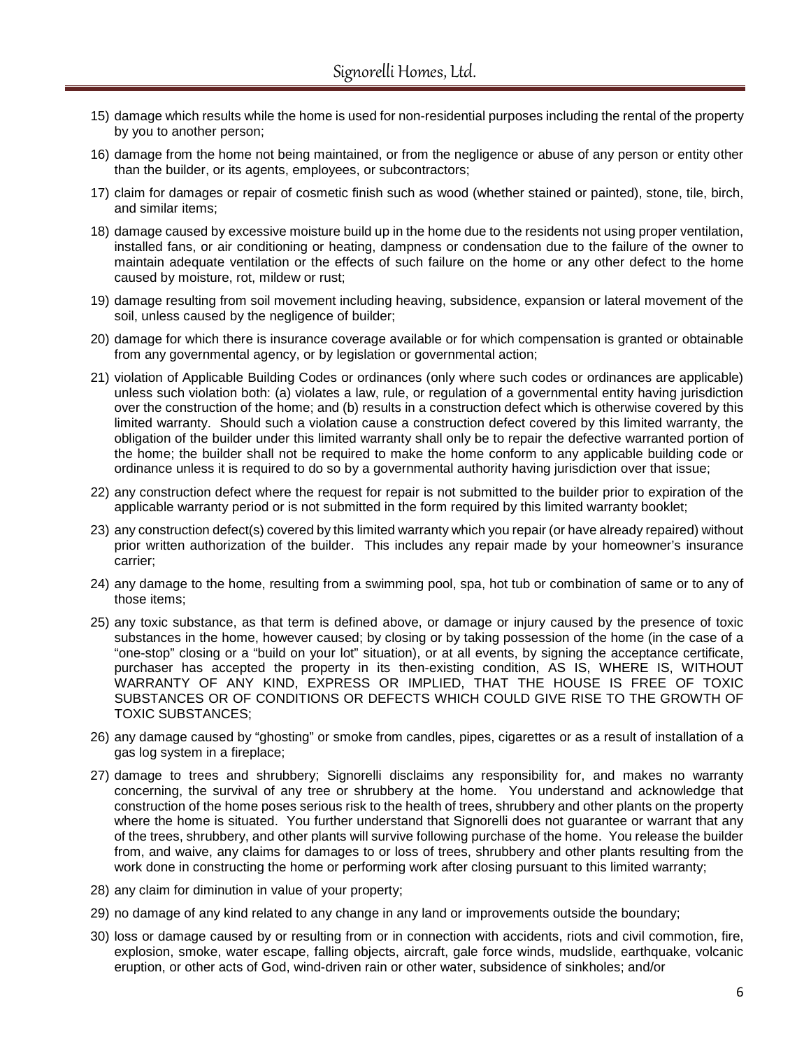15) damage which results while the home is used for non-residential purposes including the rental of the property by you to another person;

16) damage from the home not being maintained, or from the negligence or abuse of any person or entity other than the builder, or its agents, employees, or subcontractors;

17) claim for damages or repair of cosmetic finish such as wood (whether stained or painted), stone, tile, birch, and similar items;

18) damage caused by excessive moisture build up in the home due to the residents not using proper ventilation, installed fans, or air conditioning or heating, dampness or condensation due to the failure of the owner to maintain adequate ventilation or the effects of such failure on the home or any other defect to the home caused by moisture, rot, mildew or rust;

19) damage resulting from soil movement including heaving, subsidence, expansion or lateral movement of the soil, unless caused by the negligence of builder;

20) damage for which there is insurance coverage available or for which compensation is granted or obtainable from any governmental agency, or by legislation or governmental action;

21) violation of Applicable Building Codes or ordinances (only where such codes or ordinances are applicable) unless such violation both: (a) violates a law, rule, or regulation of a governmental entity having jurisdiction over the construction of the home; and (b) results in a construction defect which is otherwise covered by this limited warranty. Should such a violation cause a construction defect covered by this limited warranty, the obligation of the builder under this limited warranty shall only be to repair the defective warranted portion of the home; the builder shall not be required to make the home conform to any applicable building code or ordinance unless it is required to do so by a governmental authority having jurisdiction over that issue;

22) any construction defect where the request for repair is not submitted to the builder prior to expiration of the applicable warranty period or is not submitted in the form required by this limited warranty booklet;

23) any construction defect(s) covered by this limited warranty which you repair (or have already repaired) without prior written authorization of the builder. This includes any repair made by your homeowner's insurance carrier;

24) any damage to the home, resulting from a swimming pool, spa, hot tub or combination of same or to any of those items;

25) any toxic substance, as that term is defined above, or damage or injury caused by the presence of toxic substances in the home, however caused; by closing or by taking possession of the home (in the case of a "one-stop" closing or a "build on your lot" situation), or at all events, by signing the acceptance certificate, purchaser has accepted the property in its then-existing condition, AS IS, WHERE IS, WITHOUT WARRANTY OF ANY KIND, EXPRESS OR IMPLIED, THAT THE HOUSE IS FREE OF TOXIC SUBSTANCES OR OF CONDITIONS OR DEFECTS WHICH COULD GIVE RISE TO THE GROWTH OF TOXIC SUBSTANCES;

26) any damage caused by "ghosting" or smoke from candles, pipes, cigarettes or as a result of installation of a gas log system in a fireplace;

27) damage to trees and shrubbery; Signorelli disclaims any responsibility for, and makes no warranty concerning, the survival of any tree or shrubbery at the home. You understand and acknowledge that construction of the home poses serious risk to the health of trees, shrubbery and other plants on the property where the home is situated. You further understand that Signorelli does not guarantee or warrant that any of the trees, shrubbery, and other plants will survive following purchase of the home. You release the builder from, and waive, any claims for damages to or loss of trees, shrubbery and other plants resulting from the work done in constructing the home or performing work after closing pursuant to this limited warranty;

28) any claim for diminution in value of your property;

29) no damage of any kind related to any change in any land or improvements outside the boundary;

30) loss or damage caused by or resulting from or in connection with accidents, riots and civil commotion, fire, explosion, smoke, water escape, falling objects, aircraft, gale force winds, mudslide, earthquake, volcanic eruption, or other acts of God, wind-driven rain or other water, subsidence of sinkholes; and/or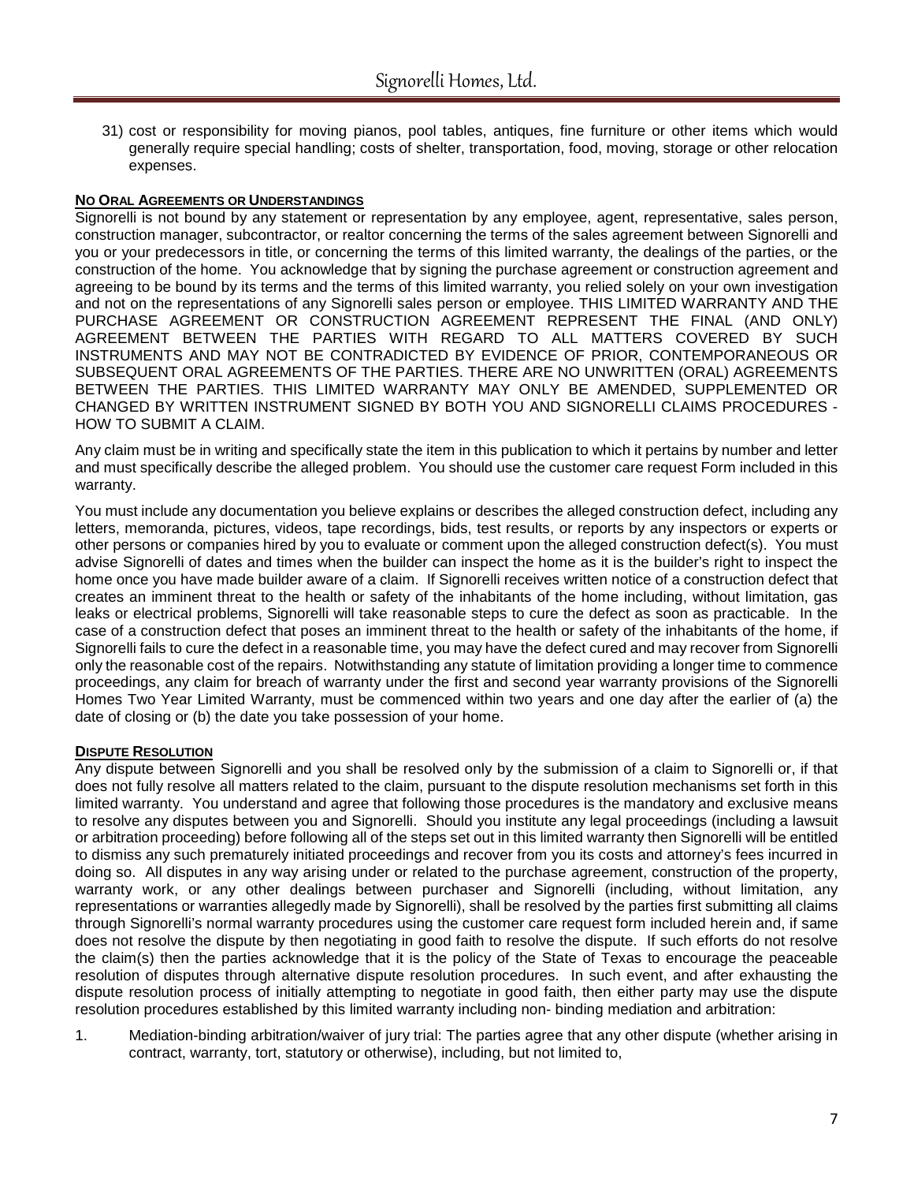31) cost or responsibility for moving pianos, pool tables, antiques, fine furniture or other items which would generally require special handling; costs of shelter, transportation, food, moving, storage or other relocation expenses.

**NO ORAL AGREEMENTS OR UNDERSTANDINGS**

Signorelli is not bound by any statement or representation by any employee, agent, representative, sales person, construction manager, subcontractor, or realtor concerning the terms of the sales agreement between Signorelli and you or your predecessors in title, or concerning the terms of this limited warranty, the dealings of the parties, or the construction of the home. You acknowledge that by signing the purchase agreement or construction agreement and agreeing to be bound by its terms and the terms of this limited warranty, you relied solely on your own investigation and not on the representations of any Signorelli sales person or employee. THIS LIMITED WARRANTY AND THE PURCHASE AGREEMENT OR CONSTRUCTION AGREEMENT REPRESENT THE FINAL (AND ONLY) AGREEMENT BETWEEN THE PARTIES WITH REGARD TO ALL MATTERS COVERED BY SUCH INSTRUMENTS AND MAY NOT BE CONTRADICTED BY EVIDENCE OF PRIOR, CONTEMPORANEOUS OR SUBSEQUENT ORAL AGREEMENTS OF THE PARTIES. THERE ARE NO UNWRITTEN (ORAL) AGREEMENTS BETWEEN THE PARTIES. THIS LIMITED WARRANTY MAY ONLY BE AMENDED, SUPPLEMENTED OR CHANGED BY WRITTEN INSTRUMENT SIGNED BY BOTH YOU AND SIGNORELLI CLAIMS PROCEDURES - HOW TO SUBMIT A CLAIM.

Any claim must be in writing and specifically state the item in this publication to which it pertains by number and letter and must specifically describe the alleged problem. You should use the customer care request Form included in this warranty.

You must include any documentation you believe explains or describes the alleged construction defect, including any letters, memoranda, pictures, videos, tape recordings, bids, test results, or reports by any inspectors or experts or other persons or companies hired by you to evaluate or comment upon the alleged construction defect(s). You must advise Signorelli of dates and times when the builder can inspect the home as it is the builder's right to inspect the home once you have made builder aware of a claim. If Signorelli receives written notice of a construction defect that creates an imminent threat to the health or safety of the inhabitants of the home including, without limitation, gas leaks or electrical problems, Signorelli will take reasonable steps to cure the defect as soon as practicable. In the case of a construction defect that poses an imminent threat to the health or safety of the inhabitants of the home, if Signorelli fails to cure the defect in a reasonable time, you may have the defect cured and may recover from Signorelli only the reasonable cost of the repairs. Notwithstanding any statute of limitation providing a longer time to commence proceedings, any claim for breach of warranty under the first and second year warranty provisions of the Signorelli Homes Two Year Limited Warranty, must be commenced within two years and one day after the earlier of (a) the date of closing or (b) the date you take possession of your home.

**DISPUTE RESOLUTION**

Any dispute between Signorelli and you shall be resolved only by the submission of a claim to Signorelli or, if that does not fully resolve all matters related to the claim, pursuant to the dispute resolution mechanisms set forth in this limited warranty. You understand and agree that following those procedures is the mandatory and exclusive means to resolve any disputes between you and Signorelli. Should you institute any legal proceedings (including a lawsuit or arbitration proceeding) before following all of the steps set out in this limited warranty then Signorelli will be entitled to dismiss any such prematurely initiated proceedings and recover from you its costs and attorney's fees incurred in doing so. All disputes in any way arising under or related to the purchase agreement, construction of the property, warranty work, or any other dealings between purchaser and Signorelli (including, without limitation, any representations or warranties allegedly made by Signorelli), shall be resolved by the parties first submitting all claims through Signorelli's normal warranty procedures using the customer care request form included herein and, if same does not resolve the dispute by then negotiating in good faith to resolve the dispute. If such efforts do not resolve the claim(s) then the parties acknowledge that it is the policy of the State of Texas to encourage the peaceable resolution of disputes through alternative dispute resolution procedures. In such event, and after exhausting the dispute resolution process of initially attempting to negotiate in good faith, then either party may use the dispute resolution procedures established by this limited warranty including non- binding mediation and arbitration:

1. Mediation-binding arbitration/waiver of jury trial: The parties agree that any other dispute (whether arising in contract, warranty, tort, statutory or otherwise), including, but not limited to,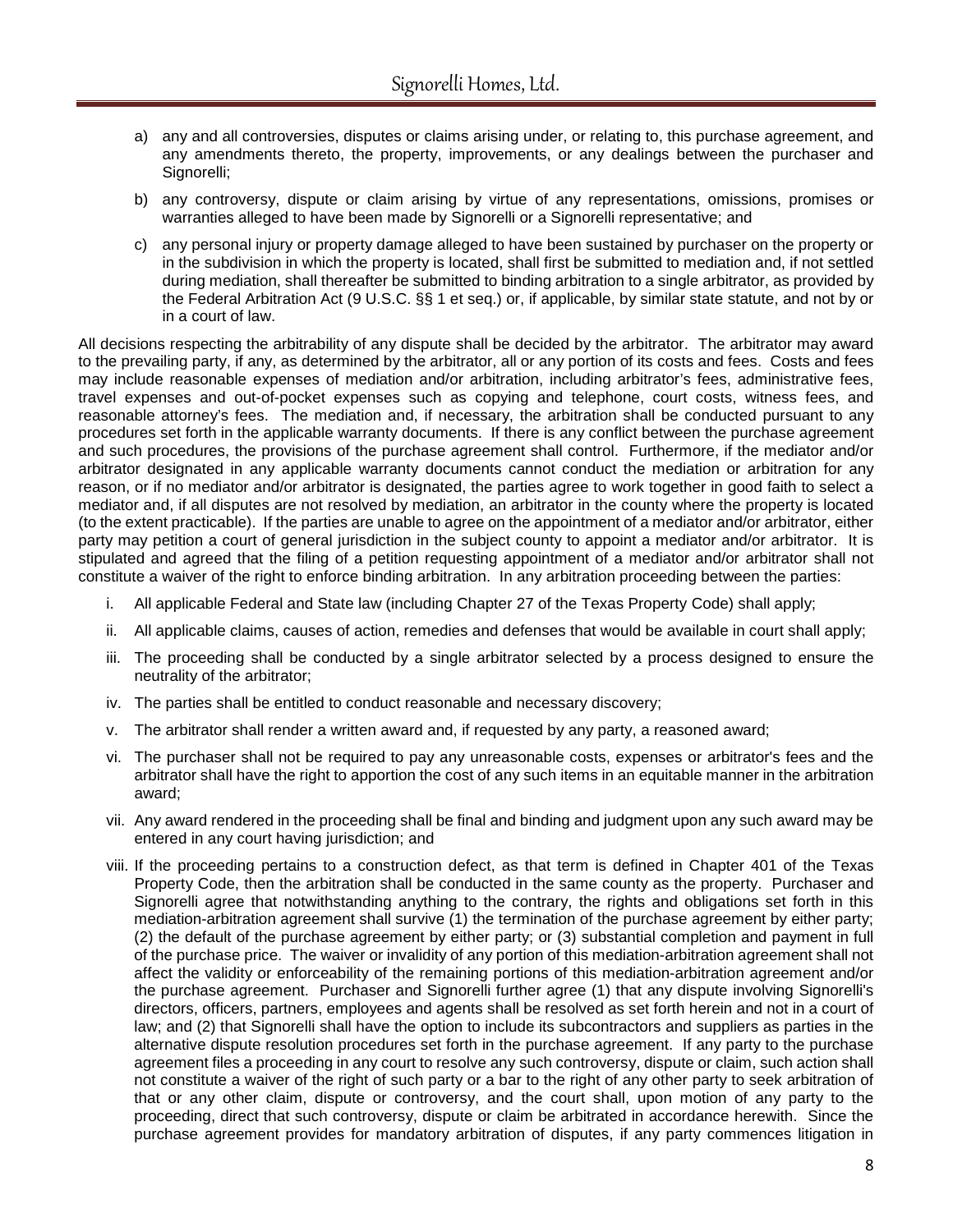a) any and all controversies, disputes or claims arising under, or relating to, this purchase agreement, and any amendments thereto, the property, improvements, or any dealings between the purchaser and Signorelli;

b) any controversy, dispute or claim arising by virtue of any representations, omissions, promises or warranties alleged to have been made by Signorelli or a Signorelli representative; and

c) any personal injury or property damage alleged to have been sustained by purchaser on the property or in the subdivision in which the property is located, shall first be submitted to mediation and, if not settled during mediation, shall thereafter be submitted to binding arbitration to a single arbitrator, as provided by the Federal Arbitration Act (9 U.S.C. §§ 1 et seq.) or, if applicable, by similar state statute, and not by or in a court of law.

All decisions respecting the arbitrability of any dispute shall be decided by the arbitrator. The arbitrator may award to the prevailing party, if any, as determined by the arbitrator, all or any portion of its costs and fees. Costs and fees may include reasonable expenses of mediation and/or arbitration, including arbitrator's fees, administrative fees, travel expenses and out-of-pocket expenses such as copying and telephone, court costs, witness fees, and reasonable attorney's fees. The mediation and, if necessary, the arbitration shall be conducted pursuant to any procedures set forth in the applicable warranty documents. If there is any conflict between the purchase agreement and such procedures, the provisions of the purchase agreement shall control. Furthermore, if the mediator and/or arbitrator designated in any applicable warranty documents cannot conduct the mediation or arbitration for any reason, or if no mediator and/or arbitrator is designated, the parties agree to work together in good faith to select a mediator and, if all disputes are not resolved by mediation, an arbitrator in the county where the property is located (to the extent practicable). If the parties are unable to agree on the appointment of a mediator and/or arbitrator, either party may petition a court of general jurisdiction in the subject county to appoint a mediator and/or arbitrator. It is stipulated and agreed that the filing of a petition requesting appointment of a mediator and/or arbitrator shall not constitute a waiver of the right to enforce binding arbitration. In any arbitration proceeding between the parties:

i. All applicable Federal and State law (including Chapter 27 of the Texas Property Code) shall apply;

ii. All applicable claims, causes of action, remedies and defenses that would be available in court shall apply;

iii. The proceeding shall be conducted by a single arbitrator selected by a process designed to ensure the neutrality of the arbitrator;

iv. The parties shall be entitled to conduct reasonable and necessary discovery;

v. The arbitrator shall render a written award and, if requested by any party, a reasoned award;

vi. The purchaser shall not be required to pay any unreasonable costs, expenses or arbitrator's fees and the arbitrator shall have the right to apportion the cost of any such items in an equitable manner in the arbitration award;

vii. Any award rendered in the proceeding shall be final and binding and judgment upon any such award may be entered in any court having jurisdiction; and

viii. If the proceeding pertains to a construction defect, as that term is defined in Chapter 401 of the Texas Property Code, then the arbitration shall be conducted in the same county as the property. Purchaser and Signorelli agree that notwithstanding anything to the contrary, the rights and obligations set forth in this mediation-arbitration agreement shall survive (1) the termination of the purchase agreement by either party; (2) the default of the purchase agreement by either party; or (3) substantial completion and payment in full of the purchase price. The waiver or invalidity of any portion of this mediation-arbitration agreement shall not affect the validity or enforceability of the remaining portions of this mediation-arbitration agreement and/or the purchase agreement. Purchaser and Signorelli further agree (1) that any dispute involving Signorelli's directors, officers, partners, employees and agents shall be resolved as set forth herein and not in a court of law; and (2) that Signorelli shall have the option to include its subcontractors and suppliers as parties in the alternative dispute resolution procedures set forth in the purchase agreement. If any party to the purchase agreement files a proceeding in any court to resolve any such controversy, dispute or claim, such action shall not constitute a waiver of the right of such party or a bar to the right of any other party to seek arbitration of that or any other claim, dispute or controversy, and the court shall, upon motion of any party to the proceeding, direct that such controversy, dispute or claim be arbitrated in accordance herewith. Since the purchase agreement provides for mandatory arbitration of disputes, if any party commences litigation in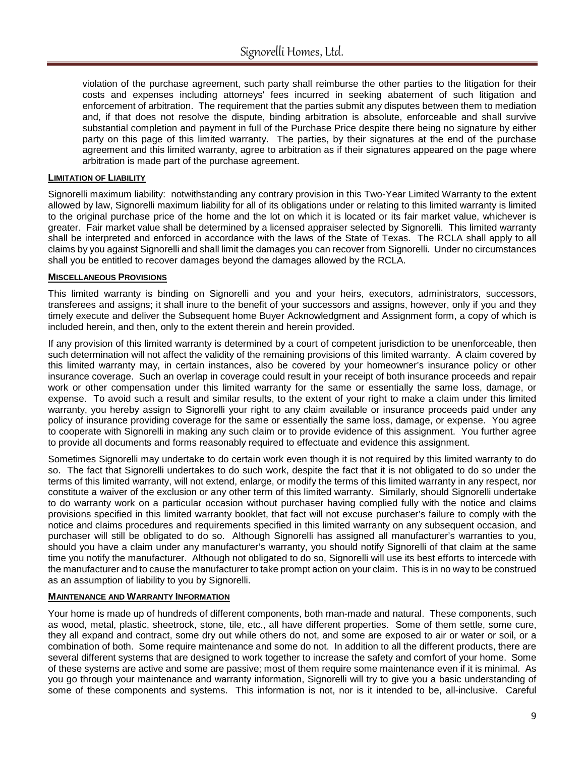violation of the purchase agreement, such party shall reimburse the other parties to the litigation for their costs and expenses including attorneys' fees incurred in seeking abatement of such litigation and enforcement of arbitration. The requirement that the parties submit any disputes between them to mediation and, if that does not resolve the dispute, binding arbitration is absolute, enforceable and shall survive substantial completion and payment in full of the Purchase Price despite there being no signature by either party on this page of this limited warranty. The parties, by their signatures at the end of the purchase agreement and this limited warranty, agree to arbitration as if their signatures appeared on the page where arbitration is made part of the purchase agreement.

## LIMITATION OF LIABILITY

Signorelli maximum liability: notwithstanding any contrary provision in this Two-Year Limited Warranty to the extent allowed by law, Signorelli maximum liability for all of its obligations under or relating to this limited warranty is limited to the original purchase price of the home and the lot on which it is located or its fair market value, whichever is greater. Fair market value shall be determined by a licensed appraiser selected by Signorelli. This limited warranty shall be interpreted and enforced in accordance with the laws of the State of Texas. The RCLA shall apply to all claims by you against Signorelli and shall limit the damages you can recover from Signorelli. Under no circumstances shall you be entitled to recover damages beyond the damages allowed by the RCLA.

## MISCELLANEOUS PROVISIONS

This limited warranty is binding on Signorelli and you and your heirs, executors, administrators, successors, transferees and assigns; it shall inure to the benefit of your successors and assigns, however, only if you and they timely execute and deliver the Subsequent home Buyer Acknowledgment and Assignment form, a copy of which is included herein, and then, only to the extent therein and herein provided.

If any provision of this limited warranty is determined by a court of competent jurisdiction to be unenforceable, then such determination will not affect the validity of the remaining provisions of this limited warranty. A claim covered by this limited warranty may, in certain instances, also be covered by your homeowner's insurance policy or other insurance coverage. Such an overlap in coverage could result in your receipt of both insurance proceeds and repair work or other compensation under this limited warranty for the same or essentially the same loss, damage, or expense. To avoid such a result and similar results, to the extent of your right to make a claim under this limited warranty, you hereby assign to Signorelli your right to any claim available or insurance proceeds paid under any policy of insurance providing coverage for the same or essentially the same loss, damage, or expense. You agree to cooperate with Signorelli in making any such claim or to provide evidence of this assignment. You further agree to provide all documents and forms reasonably required to effectuate and evidence this assignment.

Sometimes Signorelli may undertake to do certain work even though it is not required by this limited warranty to do so. The fact that Signorelli undertakes to do such work, despite the fact that it is not obligated to do so under the terms of this limited warranty, will not extend, enlarge, or modify the terms of this limited warranty in any respect, nor constitute a waiver of the exclusion or any other term of this limited warranty. Similarly, should Signorelli undertake to do warranty work on a particular occasion without purchaser having complied fully with the notice and claims provisions specified in this limited warranty booklet, that fact will not excuse purchaser's failure to comply with the notice and claims procedures and requirements specified in this limited warranty on any subsequent occasion, and purchaser will still be obligated to do so. Although Signorelli has assigned all manufacturer's warranties to you, should you have a claim under any manufacturer's warranty, you should notify Signorelli of that claim at the same time you notify the manufacturer. Although not obligated to do so, Signorelli will use its best efforts to intercede with the manufacturer and to cause the manufacturer to take prompt action on your claim. This is in no way to be construed as an assumption of liability to you by Signorelli.

## MAINTENANCE AND WARRANTY INFORMATION

Your home is made up of hundreds of different components, both man-made and natural. These components, such as wood, metal, plastic, sheetrock, stone, tile, etc., all have different properties. Some of them settle, some cure, they all expand and contract, some dry out while others do not, and some are exposed to air or water or soil, or a combination of both. Some require maintenance and some do not. In addition to all the different products, there are several different systems that are designed to work together to increase the safety and comfort of your home. Some of these systems are active and some are passive; most of them require some maintenance even if it is minimal. As you go through your maintenance and warranty information, Signorelli will try to give you a basic understanding of some of these components and systems. This information is not, nor is it intended to be, all-inclusive. Careful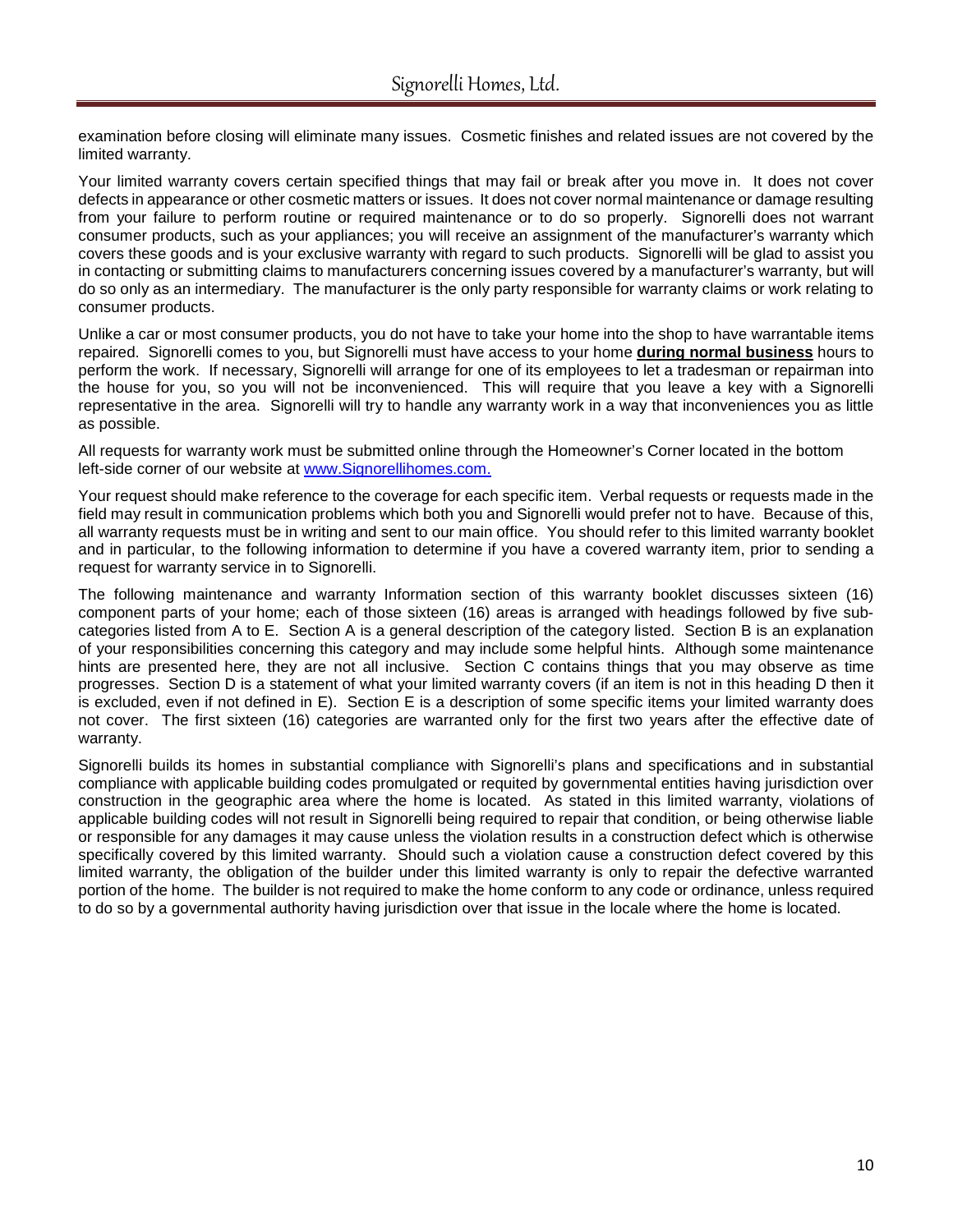examination before closing will eliminate many issues. Cosmetic finishes and related issues are not covered by the limited warranty.

Your limited warranty covers certain specified things that may fail or break after you move in. It does not cover defects in appearance or other cosmetic matters or issues. It does not cover normal maintenance or damage resulting from your failure to perform routine or required maintenance or to do so properly. Signorelli does not warrant consumer products, such as your appliances; you will receive an assignment of the manufacturer's warranty which covers these goods and is your exclusive warranty with regard to such products. Signorelli will be glad to assist you in contacting or submitting claims to manufacturers concerning issues covered by a manufacturer's warranty, but will do so only as an intermediary. The manufacturer is the only party responsible for warranty claims or work relating to consumer products.

Unlike a car or most consumer products, you do not have to take your home into the shop to have warrantable items repaired. Signorelli comes to you, but Signorelli must have access to your home **during normal business** hours to perform the work. If necessary, Signorelli will arrange for one of its employees to let a tradesman or repairman into the house for you, so you will not be inconvenienced. This will require that you leave a key with a Signorelli representative in the area. Signorelli will try to handle any warranty work in a way that inconveniences you as little as possible.

All requests for warranty work must be submitted online through the Homeowner's Corner located in the bottom left-side corner of our website at [www.Signorellihomes.com.](www.Signorellihomes.com)

Your request should make reference to the coverage for each specific item. Verbal requests or requests made in the field may result in communication problems which both you and Signorelli would prefer not to have. Because of this, all warranty requests must be in writing and sent to our main office. You should refer to this limited warranty booklet and in particular, to the following information to determine if you have a covered warranty item, prior to sending a request for warranty service in to Signorelli.

The following maintenance and warranty Information section of this warranty booklet discusses sixteen (16) component parts of your home; each of those sixteen (16) areas is arranged with headings followed by five sub-categories listed from A to E. Section A is a general description of the category listed. Section B is an explanation of your responsibilities concerning this category and may include some helpful hints. Although some maintenance hints are presented here, they are not all inclusive. Section C contains things that you may observe as time progresses. Section D is a statement of what your limited warranty covers (if an item is not in this heading D then it is excluded, even if not defined in E). Section E is a description of some specific items your limited warranty does not cover. The first sixteen (16) categories are warranted only for the first two years after the effective date of warranty.

Signorelli builds its homes in substantial compliance with Signorelli's plans and specifications and in substantial compliance with applicable building codes promulgated or requited by governmental entities having jurisdiction over construction in the geographic area where the home is located. As stated in this limited warranty, violations of applicable building codes will not result in Signorelli being required to repair that condition, or being otherwise liable or responsible for any damages it may cause unless the violation results in a construction defect which is otherwise specifically covered by this limited warranty. Should such a violation cause a construction defect covered by this limited warranty, the obligation of the builder under this limited warranty is only to repair the defective warranted portion of the home. The builder is not required to make the home conform to any code or ordinance, unless required to do so by a governmental authority having jurisdiction over that issue in the locale where the home is located.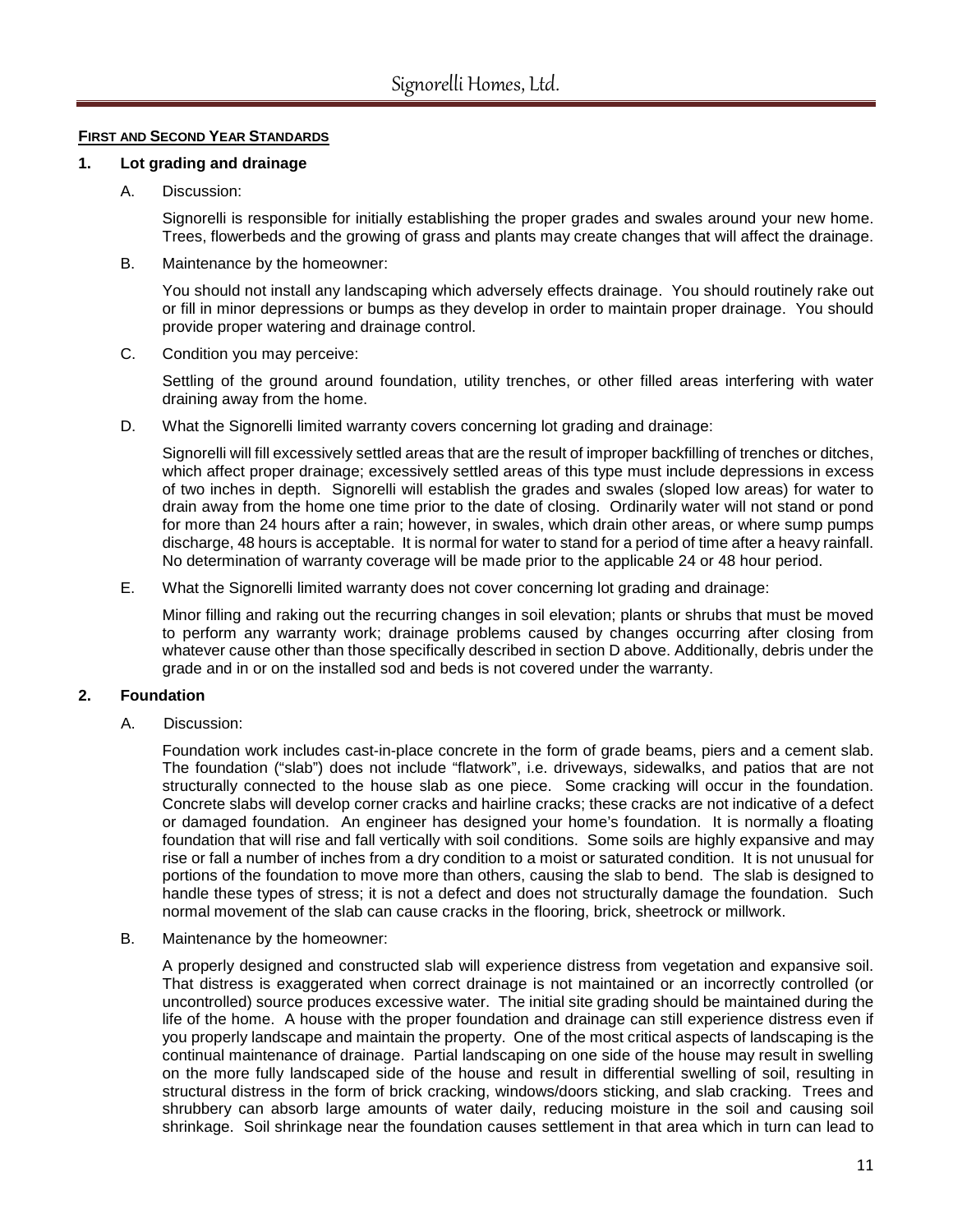**FIRST AND SECOND YEAR STANDARDS**

**1. Lot grading and drainage**

A. Discussion:

Signorelli is responsible for initially establishing the proper grades and swales around your new home. Trees, flowerbeds and the growing of grass and plants may create changes that will affect the drainage.

B. Maintenance by the homeowner:

You should not install any landscaping which adversely effects drainage. You should routinely rake out or fill in minor depressions or bumps as they develop in order to maintain proper drainage. You should provide proper watering and drainage control.

C. Condition you may perceive:

Settling of the ground around foundation, utility trenches, or other filled areas interfering with water draining away from the home.

D. What the Signorelli limited warranty covers concerning lot grading and drainage:

Signorelli will fill excessively settled areas that are the result of improper backfilling of trenches or ditches, which affect proper drainage; excessively settled areas of this type must include depressions in excess of two inches in depth. Signorelli will establish the grades and swales (sloped low areas) for water to drain away from the home one time prior to the date of closing. Ordinarily water will not stand or pond for more than 24 hours after a rain; however, in swales, which drain other areas, or where sump pumps discharge, 48 hours is acceptable. It is normal for water to stand for a period of time after a heavy rainfall. No determination of warranty coverage will be made prior to the applicable 24 or 48 hour period.

E. What the Signorelli limited warranty does not cover concerning lot grading and drainage:

Minor filling and raking out the recurring changes in soil elevation; plants or shrubs that must be moved to perform any warranty work; drainage problems caused by changes occurring after closing from whatever cause other than those specifically described in section D above. Additionally, debris under the grade and in or on the installed sod and beds is not covered under the warranty.

**2. Foundation**

A. Discussion:

Foundation work includes cast-in-place concrete in the form of grade beams, piers and a cement slab. The foundation ("slab") does not include "flatwork", i.e. driveways, sidewalks, and patios that are not structurally connected to the house slab as one piece. Some cracking will occur in the foundation. Concrete slabs will develop corner cracks and hairline cracks; these cracks are not indicative of a defect or damaged foundation. An engineer has designed your home's foundation. It is normally a floating foundation that will rise and fall vertically with soil conditions. Some soils are highly expansive and may rise or fall a number of inches from a dry condition to a moist or saturated condition. It is not unusual for portions of the foundation to move more than others, causing the slab to bend. The slab is designed to handle these types of stress; it is not a defect and does not structurally damage the foundation. Such normal movement of the slab can cause cracks in the flooring, brick, sheetrock or millwork.

B. Maintenance by the homeowner:

A properly designed and constructed slab will experience distress from vegetation and expansive soil. That distress is exaggerated when correct drainage is not maintained or an incorrectly controlled (or uncontrolled) source produces excessive water. The initial site grading should be maintained during the life of the home. A house with the proper foundation and drainage can still experience distress even if you properly landscape and maintain the property. One of the most critical aspects of landscaping is the continual maintenance of drainage. Partial landscaping on one side of the house may result in swelling on the more fully landscaped side of the house and result in differential swelling of soil, resulting in structural distress in the form of brick cracking, windows/doors sticking, and slab cracking. Trees and shrubbery can absorb large amounts of water daily, reducing moisture in the soil and causing soil shrinkage. Soil shrinkage near the foundation causes settlement in that area which in turn can lead to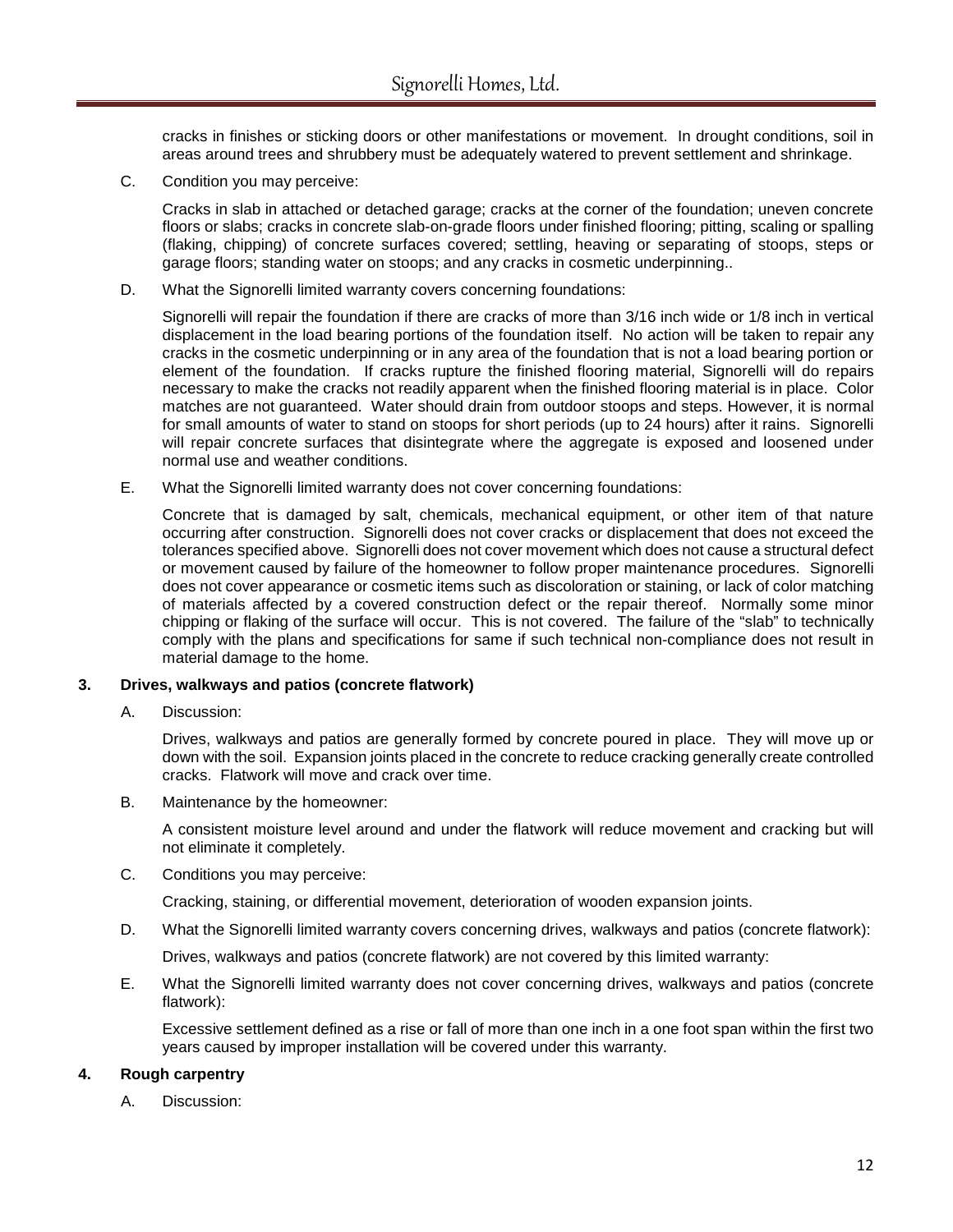cracks in finishes or sticking doors or other manifestations or movement. In drought conditions, soil in areas around trees and shrubbery must be adequately watered to prevent settlement and shrinkage.

C. Condition you may perceive:

Cracks in slab in attached or detached garage; cracks at the corner of the foundation; uneven concrete floors or slabs; cracks in concrete slab-on-grade floors under finished flooring; pitting, scaling or spalling (flaking, chipping) of concrete surfaces covered; settling, heaving or separating of stoops, steps or garage floors; standing water on stoops; and any cracks in cosmetic underpinning..

D. What the Signorelli limited warranty covers concerning foundations:

Signorelli will repair the foundation if there are cracks of more than 3/16 inch wide or 1/8 inch in vertical displacement in the load bearing portions of the foundation itself. No action will be taken to repair any cracks in the cosmetic underpinning or in any area of the foundation that is not a load bearing portion or element of the foundation. If cracks rupture the finished flooring material, Signorelli will do repairs necessary to make the cracks not readily apparent when the finished flooring material is in place. Color matches are not guaranteed. Water should drain from outdoor stoops and steps. However, it is normal for small amounts of water to stand on stoops for short periods (up to 24 hours) after it rains. Signorelli will repair concrete surfaces that disintegrate where the aggregate is exposed and loosened under normal use and weather conditions.

E. What the Signorelli limited warranty does not cover concerning foundations:

Concrete that is damaged by salt, chemicals, mechanical equipment, or other item of that nature occurring after construction. Signorelli does not cover cracks or displacement that does not exceed the tolerances specified above. Signorelli does not cover movement which does not cause a structural defect or movement caused by failure of the homeowner to follow proper maintenance procedures. Signorelli does not cover appearance or cosmetic items such as discoloration or staining, or lack of color matching of materials affected by a covered construction defect or the repair thereof. Normally some minor chipping or flaking of the surface will occur. This is not covered. The failure of the "slab" to technically comply with the plans and specifications for same if such technical non-compliance does not result in material damage to the home.

### 3. Drives, walkways and patios (concrete flatwork)

A. Discussion:

Drives, walkways and patios are generally formed by concrete poured in place. They will move up or down with the soil. Expansion joints placed in the concrete to reduce cracking generally create controlled cracks. Flatwork will move and crack over time.

B. Maintenance by the homeowner:

A consistent moisture level around and under the flatwork will reduce movement and cracking but will not eliminate it completely.

C. Conditions you may perceive:

Cracking, staining, or differential movement, deterioration of wooden expansion joints.

D. What the Signorelli limited warranty covers concerning drives, walkways and patios (concrete flatwork):

Drives, walkways and patios (concrete flatwork) are not covered by this limited warranty:

E. What the Signorelli limited warranty does not cover concerning drives, walkways and patios (concrete flatwork):

Excessive settlement defined as a rise or fall of more than one inch in a one foot span within the first two years caused by improper installation will be covered under this warranty.

### 4. Rough carpentry

A. Discussion: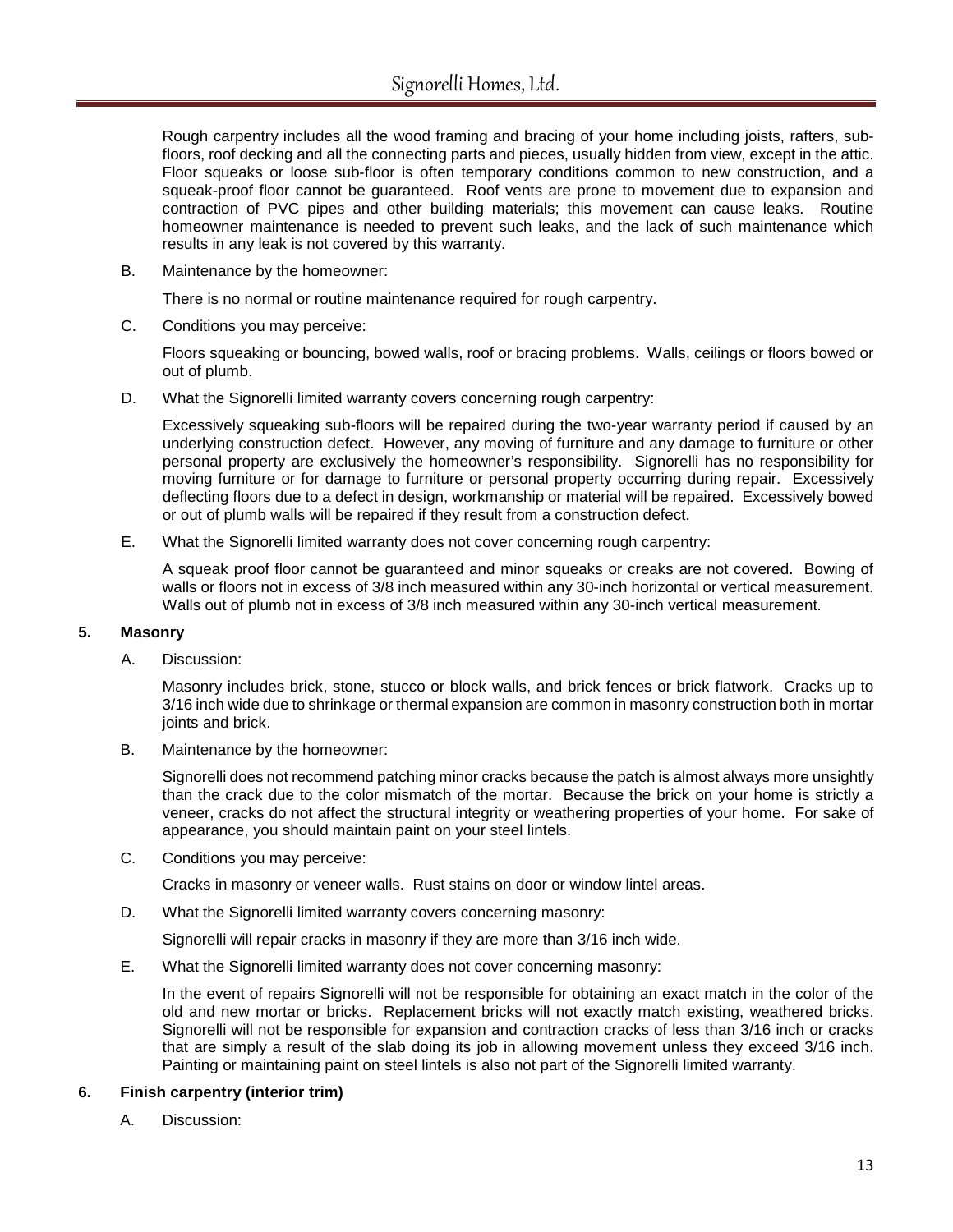Rough carpentry includes all the wood framing and bracing of your home including joists, rafters, sub-floors, roof decking and all the connecting parts and pieces, usually hidden from view, except in the attic. Floor squeaks or loose sub-floor is often temporary conditions common to new construction, and a squeak-proof floor cannot be guaranteed. Roof vents are prone to movement due to expansion and contraction of PVC pipes and other building materials; this movement can cause leaks. Routine homeowner maintenance is needed to prevent such leaks, and the lack of such maintenance which results in any leak is not covered by this warranty.

B. Maintenance by the homeowner:

There is no normal or routine maintenance required for rough carpentry.

C. Conditions you may perceive:

Floors squeaking or bouncing, bowed walls, roof or bracing problems. Walls, ceilings or floors bowed or out of plumb.

D. What the Signorelli limited warranty covers concerning rough carpentry:

Excessively squeaking sub-floors will be repaired during the two-year warranty period if caused by an underlying construction defect. However, any moving of furniture and any damage to furniture or other personal property are exclusively the homeowner's responsibility. Signorelli has no responsibility for moving furniture or for damage to furniture or personal property occurring during repair. Excessively deflecting floors due to a defect in design, workmanship or material will be repaired. Excessively bowed or out of plumb walls will be repaired if they result from a construction defect.

E. What the Signorelli limited warranty does not cover concerning rough carpentry:

A squeak proof floor cannot be guaranteed and minor squeaks or creaks are not covered. Bowing of walls or floors not in excess of 3/8 inch measured within any 30-inch horizontal or vertical measurement. Walls out of plumb not in excess of 3/8 inch measured within any 30-inch vertical measurement.

**5. Masonry**

A. Discussion:

Masonry includes brick, stone, stucco or block walls, and brick fences or brick flatwork. Cracks up to 3/16 inch wide due to shrinkage or thermal expansion are common in masonry construction both in mortar joints and brick.

B. Maintenance by the homeowner:

Signorelli does not recommend patching minor cracks because the patch is almost always more unsightly than the crack due to the color mismatch of the mortar. Because the brick on your home is strictly a veneer, cracks do not affect the structural integrity or weathering properties of your home. For sake of appearance, you should maintain paint on your steel lintels.

C. Conditions you may perceive:

Cracks in masonry or veneer walls. Rust stains on door or window lintel areas.

D. What the Signorelli limited warranty covers concerning masonry:

Signorelli will repair cracks in masonry if they are more than 3/16 inch wide.

E. What the Signorelli limited warranty does not cover concerning masonry:

In the event of repairs Signorelli will not be responsible for obtaining an exact match in the color of the old and new mortar or bricks. Replacement bricks will not exactly match existing, weathered bricks. Signorelli will not be responsible for expansion and contraction cracks of less than 3/16 inch or cracks that are simply a result of the slab doing its job in allowing movement unless they exceed 3/16 inch. Painting or maintaining paint on steel lintels is also not part of the Signorelli limited warranty.

**6. Finish carpentry (interior trim)**

A. Discussion: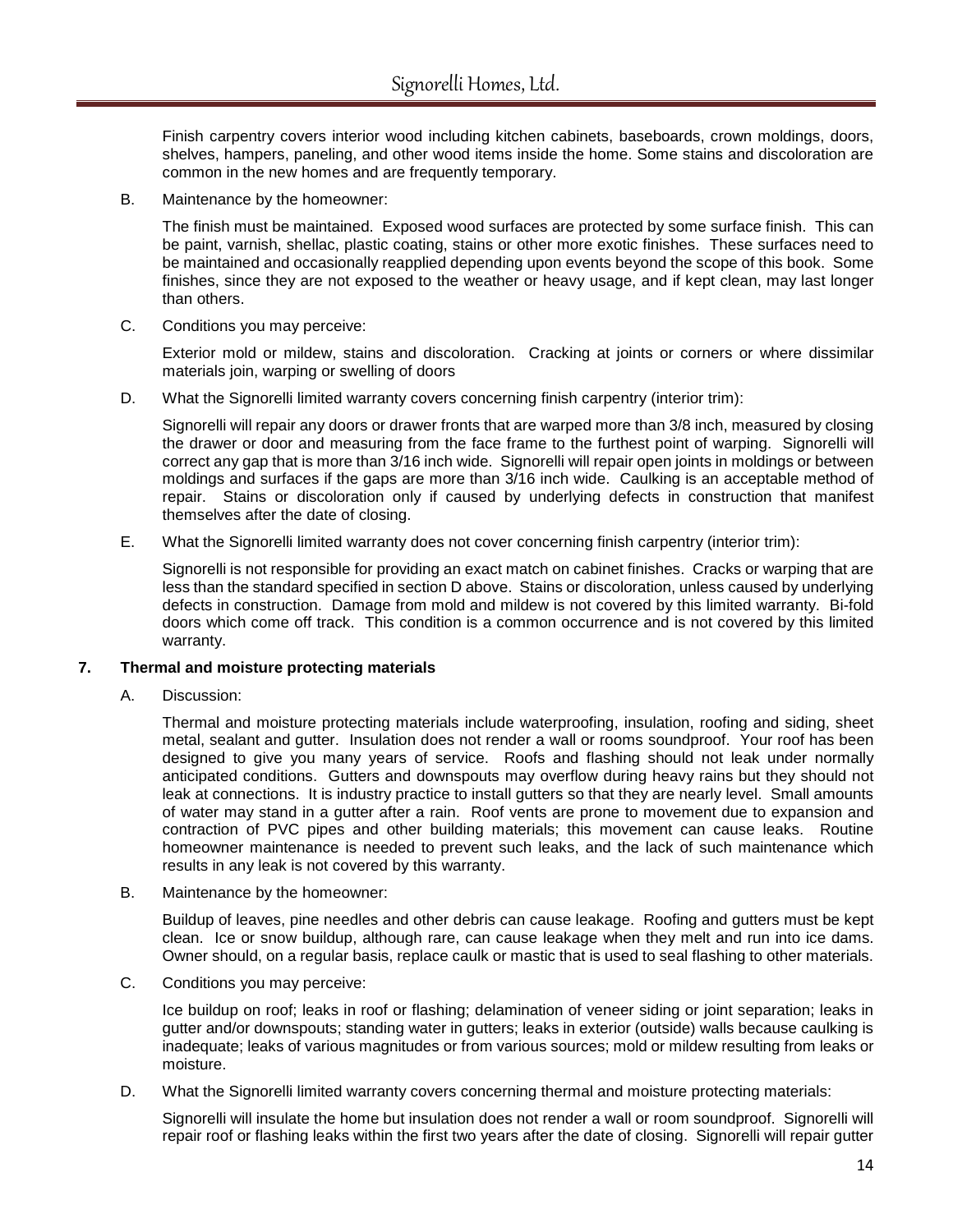Finish carpentry covers interior wood including kitchen cabinets, baseboards, crown moldings, doors, shelves, hampers, paneling, and other wood items inside the home. Some stains and discoloration are common in the new homes and are frequently temporary.

B. Maintenance by the homeowner:

The finish must be maintained. Exposed wood surfaces are protected by some surface finish. This can be paint, varnish, shellac, plastic coating, stains or other more exotic finishes. These surfaces need to be maintained and occasionally reapplied depending upon events beyond the scope of this book. Some finishes, since they are not exposed to the weather or heavy usage, and if kept clean, may last longer than others.

C. Conditions you may perceive:

Exterior mold or mildew, stains and discoloration. Cracking at joints or corners or where dissimilar materials join, warping or swelling of doors

D. What the Signorelli limited warranty covers concerning finish carpentry (interior trim):

Signorelli will repair any doors or drawer fronts that are warped more than 3/8 inch, measured by closing the drawer or door and measuring from the face frame to the furthest point of warping. Signorelli will correct any gap that is more than 3/16 inch wide. Signorelli will repair open joints in moldings or between moldings and surfaces if the gaps are more than 3/16 inch wide. Caulking is an acceptable method of repair. Stains or discoloration only if caused by underlying defects in construction that manifest themselves after the date of closing.

E. What the Signorelli limited warranty does not cover concerning finish carpentry (interior trim):

Signorelli is not responsible for providing an exact match on cabinet finishes. Cracks or warping that are less than the standard specified in section D above. Stains or discoloration, unless caused by underlying defects in construction. Damage from mold and mildew is not covered by this limited warranty. Bi-fold doors which come off track. This condition is a common occurrence and is not covered by this limited warranty.

**7. Thermal and moisture protecting materials**

A. Discussion:

Thermal and moisture protecting materials include waterproofing, insulation, roofing and siding, sheet metal, sealant and gutter. Insulation does not render a wall or rooms soundproof. Your roof has been designed to give you many years of service. Roofs and flashing should not leak under normally anticipated conditions. Gutters and downspouts may overflow during heavy rains but they should not leak at connections. It is industry practice to install gutters so that they are nearly level. Small amounts of water may stand in a gutter after a rain. Roof vents are prone to movement due to expansion and contraction of PVC pipes and other building materials; this movement can cause leaks. Routine homeowner maintenance is needed to prevent such leaks, and the lack of such maintenance which results in any leak is not covered by this warranty.

B. Maintenance by the homeowner:

Buildup of leaves, pine needles and other debris can cause leakage. Roofing and gutters must be kept clean. Ice or snow buildup, although rare, can cause leakage when they melt and run into ice dams. Owner should, on a regular basis, replace caulk or mastic that is used to seal flashing to other materials.

C. Conditions you may perceive:

Ice buildup on roof; leaks in roof or flashing; delamination of veneer siding or joint separation; leaks in gutter and/or downspouts; standing water in gutters; leaks in exterior (outside) walls because caulking is inadequate; leaks of various magnitudes or from various sources; mold or mildew resulting from leaks or moisture.

D. What the Signorelli limited warranty covers concerning thermal and moisture protecting materials:

Signorelli will insulate the home but insulation does not render a wall or room soundproof. Signorelli will repair roof or flashing leaks within the first two years after the date of closing. Signorelli will repair gutter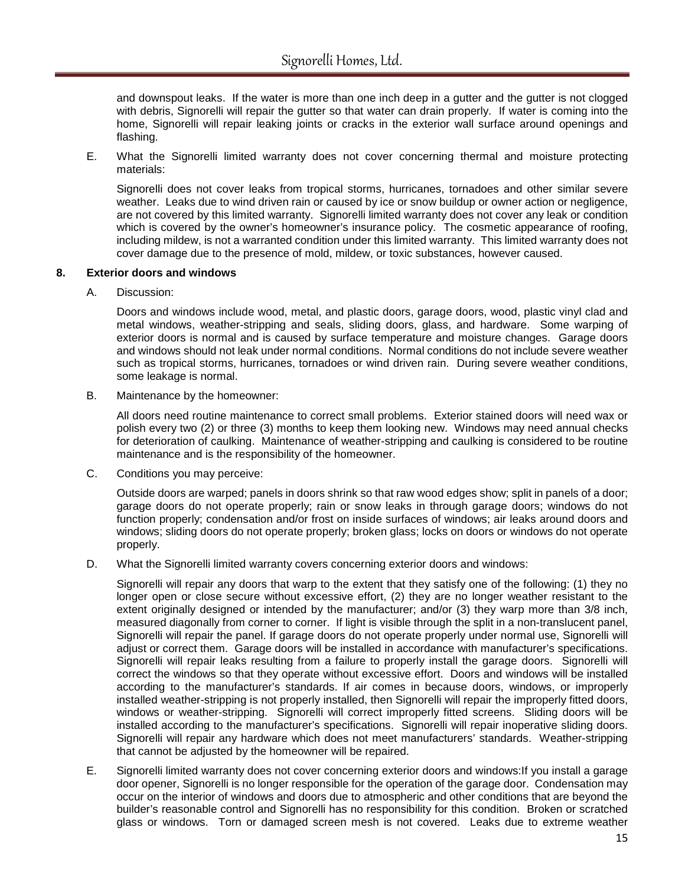and downspout leaks. If the water is more than one inch deep in a gutter and the gutter is not clogged with debris, Signorelli will repair the gutter so that water can drain properly. If water is coming into the home, Signorelli will repair leaking joints or cracks in the exterior wall surface around openings and flashing.

E. What the Signorelli limited warranty does not cover concerning thermal and moisture protecting materials:

Signorelli does not cover leaks from tropical storms, hurricanes, tornadoes and other similar severe weather. Leaks due to wind driven rain or caused by ice or snow buildup or owner action or negligence, are not covered by this limited warranty. Signorelli limited warranty does not cover any leak or condition which is covered by the owner's homeowner's insurance policy. The cosmetic appearance of roofing, including mildew, is not a warranted condition under this limited warranty. This limited warranty does not cover damage due to the presence of mold, mildew, or toxic substances, however caused.

**8. Exterior doors and windows**

A. Discussion:

Doors and windows include wood, metal, and plastic doors, garage doors, wood, plastic vinyl clad and metal windows, weather-stripping and seals, sliding doors, glass, and hardware. Some warping of exterior doors is normal and is caused by surface temperature and moisture changes. Garage doors and windows should not leak under normal conditions. Normal conditions do not include severe weather such as tropical storms, hurricanes, tornadoes or wind driven rain. During severe weather conditions, some leakage is normal.

B. Maintenance by the homeowner:

All doors need routine maintenance to correct small problems. Exterior stained doors will need wax or polish every two (2) or three (3) months to keep them looking new. Windows may need annual checks for deterioration of caulking. Maintenance of weather-stripping and caulking is considered to be routine maintenance and is the responsibility of the homeowner.

C. Conditions you may perceive:

Outside doors are warped; panels in doors shrink so that raw wood edges show; split in panels of a door; garage doors do not operate properly; rain or snow leaks in through garage doors; windows do not function properly; condensation and/or frost on inside surfaces of windows; air leaks around doors and windows; sliding doors do not operate properly; broken glass; locks on doors or windows do not operate properly.

D. What the Signorelli limited warranty covers concerning exterior doors and windows:

Signorelli will repair any doors that warp to the extent that they satisfy one of the following: (1) they no longer open or close secure without excessive effort, (2) they are no longer weather resistant to the extent originally designed or intended by the manufacturer; and/or (3) they warp more than 3/8 inch, measured diagonally from corner to corner. If light is visible through the split in a non-translucent panel, Signorelli will repair the panel. If garage doors do not operate properly under normal use, Signorelli will adjust or correct them. Garage doors will be installed in accordance with manufacturer's specifications. Signorelli will repair leaks resulting from a failure to properly install the garage doors. Signorelli will correct the windows so that they operate without excessive effort. Doors and windows will be installed according to the manufacturer's standards. If air comes in because doors, windows, or improperly installed weather-stripping is not properly installed, then Signorelli will repair the improperly fitted doors, windows or weather-stripping. Signorelli will correct improperly fitted screens. Sliding doors will be installed according to the manufacturer's specifications. Signorelli will repair inoperative sliding doors. Signorelli will repair any hardware which does not meet manufacturers' standards. Weather-stripping that cannot be adjusted by the homeowner will be repaired.

E. Signorelli limited warranty does not cover concerning exterior doors and windows:If you install a garage door opener, Signorelli is no longer responsible for the operation of the garage door. Condensation may occur on the interior of windows and doors due to atmospheric and other conditions that are beyond the builder's reasonable control and Signorelli has no responsibility for this condition. Broken or scratched glass or windows. Torn or damaged screen mesh is not covered. Leaks due to extreme weather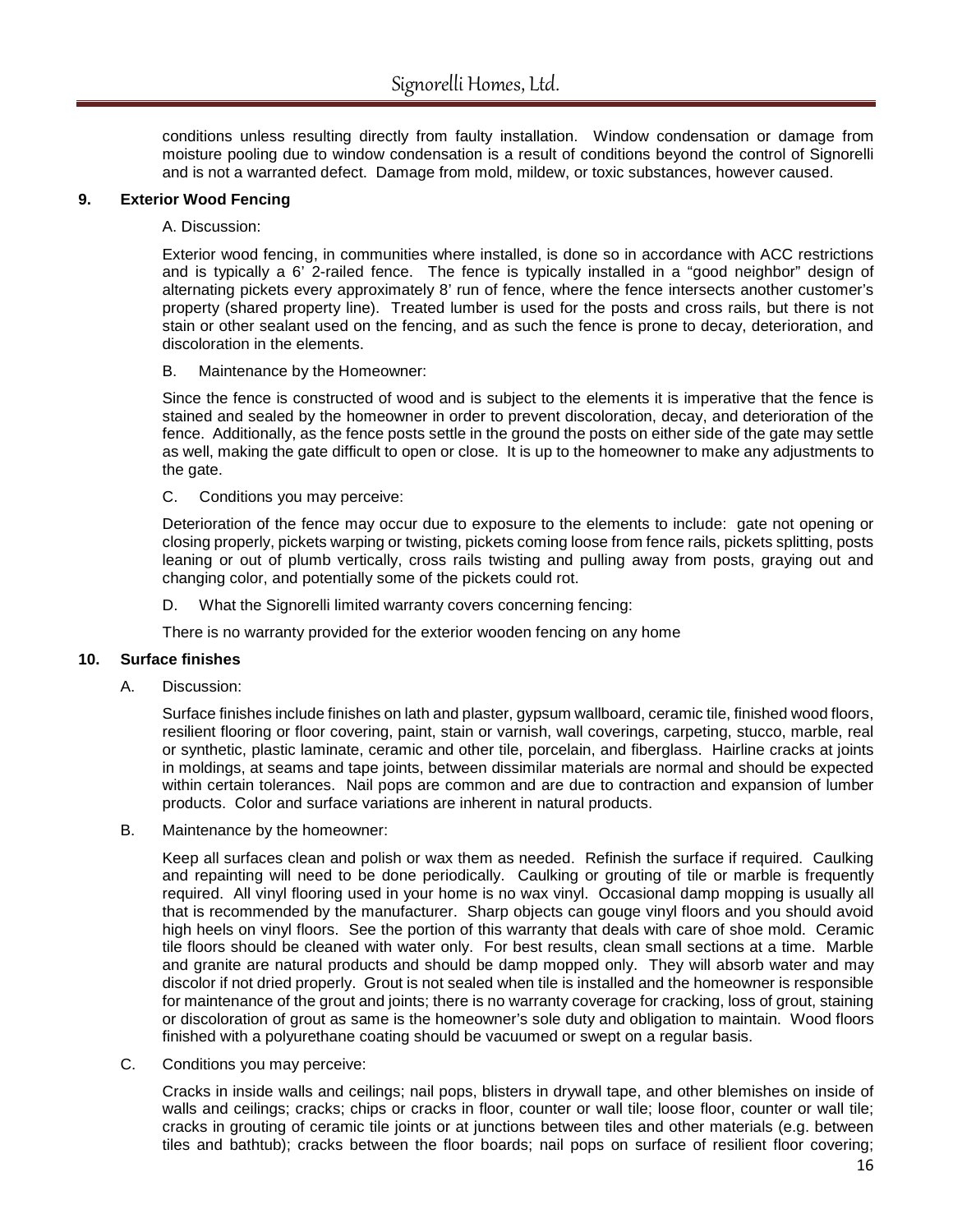conditions unless resulting directly from faulty installation. Window condensation or damage from moisture pooling due to window condensation is a result of conditions beyond the control of Signorelli and is not a warranted defect. Damage from mold, mildew, or toxic substances, however caused.

**9. Exterior Wood Fencing**

A. Discussion:

Exterior wood fencing, in communities where installed, is done so in accordance with ACC restrictions and is typically a 6' 2-railed fence. The fence is typically installed in a "good neighbor" design of alternating pickets every approximately 8' run of fence, where the fence intersects another customer's property (shared property line). Treated lumber is used for the posts and cross rails, but there is not stain or other sealant used on the fencing, and as such the fence is prone to decay, deterioration, and discoloration in the elements.

B. Maintenance by the Homeowner:

Since the fence is constructed of wood and is subject to the elements it is imperative that the fence is stained and sealed by the homeowner in order to prevent discoloration, decay, and deterioration of the fence. Additionally, as the fence posts settle in the ground the posts on either side of the gate may settle as well, making the gate difficult to open or close. It is up to the homeowner to make any adjustments to the gate.

C. Conditions you may perceive:

Deterioration of the fence may occur due to exposure to the elements to include: gate not opening or closing properly, pickets warping or twisting, pickets coming loose from fence rails, pickets splitting, posts leaning or out of plumb vertically, cross rails twisting and pulling away from posts, graying out and changing color, and potentially some of the pickets could rot.

D. What the Signorelli limited warranty covers concerning fencing:

There is no warranty provided for the exterior wooden fencing on any home

**10. Surface finishes**

A. Discussion:

Surface finishes include finishes on lath and plaster, gypsum wallboard, ceramic tile, finished wood floors, resilient flooring or floor covering, paint, stain or varnish, wall coverings, carpeting, stucco, marble, real or synthetic, plastic laminate, ceramic and other tile, porcelain, and fiberglass. Hairline cracks at joints in moldings, at seams and tape joints, between dissimilar materials are normal and should be expected within certain tolerances. Nail pops are common and are due to contraction and expansion of lumber products. Color and surface variations are inherent in natural products.

B. Maintenance by the homeowner:

Keep all surfaces clean and polish or wax them as needed. Refinish the surface if required. Caulking and repainting will need to be done periodically. Caulking or grouting of tile or marble is frequently required. All vinyl flooring used in your home is no wax vinyl. Occasional damp mopping is usually all that is recommended by the manufacturer. Sharp objects can gouge vinyl floors and you should avoid high heels on vinyl floors. See the portion of this warranty that deals with care of shoe mold. Ceramic tile floors should be cleaned with water only. For best results, clean small sections at a time. Marble and granite are natural products and should be damp mopped only. They will absorb water and may discolor if not dried properly. Grout is not sealed when tile is installed and the homeowner is responsible for maintenance of the grout and joints; there is no warranty coverage for cracking, loss of grout, staining or discoloration of grout as same is the homeowner's sole duty and obligation to maintain. Wood floors finished with a polyurethane coating should be vacuumed or swept on a regular basis.

C. Conditions you may perceive:

Cracks in inside walls and ceilings; nail pops, blisters in drywall tape, and other blemishes on inside of walls and ceilings; cracks; chips or cracks in floor, counter or wall tile; loose floor, counter or wall tile; cracks in grouting of ceramic tile joints or at junctions between tiles and other materials (e.g. between tiles and bathtub); cracks between the floor boards; nail pops on surface of resilient floor covering;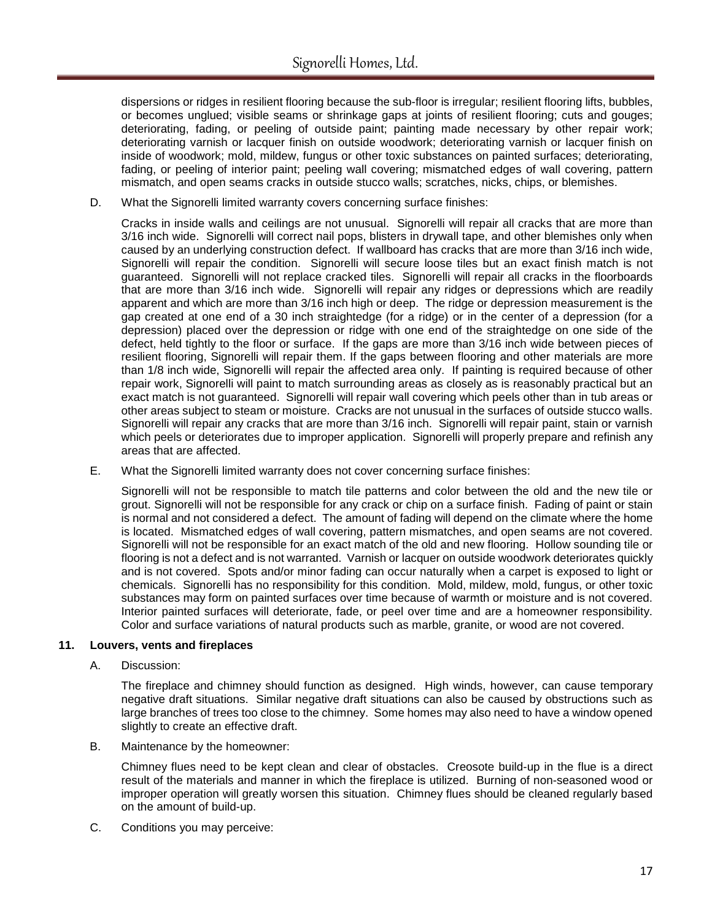dispersions or ridges in resilient flooring because the sub-floor is irregular; resilient flooring lifts, bubbles, or becomes unglued; visible seams or shrinkage gaps at joints of resilient flooring; cuts and gouges; deteriorating, fading, or peeling of outside paint; painting made necessary by other repair work; deteriorating varnish or lacquer finish on outside woodwork; deteriorating varnish or lacquer finish on inside of woodwork; mold, mildew, fungus or other toxic substances on painted surfaces; deteriorating, fading, or peeling of interior paint; peeling wall covering; mismatched edges of wall covering, pattern mismatch, and open seams cracks in outside stucco walls; scratches, nicks, chips, or blemishes.

D. What the Signorelli limited warranty covers concerning surface finishes:

Cracks in inside walls and ceilings are not unusual. Signorelli will repair all cracks that are more than 3/16 inch wide. Signorelli will correct nail pops, blisters in drywall tape, and other blemishes only when caused by an underlying construction defect. If wallboard has cracks that are more than 3/16 inch wide, Signorelli will repair the condition. Signorelli will secure loose tiles but an exact finish match is not guaranteed. Signorelli will not replace cracked tiles. Signorelli will repair all cracks in the floorboards that are more than 3/16 inch wide. Signorelli will repair any ridges or depressions which are readily apparent and which are more than 3/16 inch high or deep. The ridge or depression measurement is the gap created at one end of a 30 inch straightedge (for a ridge) or in the center of a depression (for a depression) placed over the depression or ridge with one end of the straightedge on one side of the defect, held tightly to the floor or surface. If the gaps are more than 3/16 inch wide between pieces of resilient flooring, Signorelli will repair them. If the gaps between flooring and other materials are more than 1/8 inch wide, Signorelli will repair the affected area only. If painting is required because of other repair work, Signorelli will paint to match surrounding areas as closely as is reasonably practical but an exact match is not guaranteed. Signorelli will repair wall covering which peels other than in tub areas or other areas subject to steam or moisture. Cracks are not unusual in the surfaces of outside stucco walls. Signorelli will repair any cracks that are more than 3/16 inch. Signorelli will repair paint, stain or varnish which peels or deteriorates due to improper application. Signorelli will properly prepare and refinish any areas that are affected.

E. What the Signorelli limited warranty does not cover concerning surface finishes:

Signorelli will not be responsible to match tile patterns and color between the old and the new tile or grout. Signorelli will not be responsible for any crack or chip on a surface finish. Fading of paint or stain is normal and not considered a defect. The amount of fading will depend on the climate where the home is located. Mismatched edges of wall covering, pattern mismatches, and open seams are not covered. Signorelli will not be responsible for an exact match of the old and new flooring. Hollow sounding tile or flooring is not a defect and is not warranted. Varnish or lacquer on outside woodwork deteriorates quickly and is not covered. Spots and/or minor fading can occur naturally when a carpet is exposed to light or chemicals. Signorelli has no responsibility for this condition. Mold, mildew, mold, fungus, or other toxic substances may form on painted surfaces over time because of warmth or moisture and is not covered. Interior painted surfaces will deteriorate, fade, or peel over time and are a homeowner responsibility. Color and surface variations of natural products such as marble, granite, or wood are not covered.

**11. Louvers, vents and fireplaces**

A. Discussion:

The fireplace and chimney should function as designed. High winds, however, can cause temporary negative draft situations. Similar negative draft situations can also be caused by obstructions such as large branches of trees too close to the chimney. Some homes may also need to have a window opened slightly to create an effective draft.

B. Maintenance by the homeowner:

Chimney flues need to be kept clean and clear of obstacles. Creosote build-up in the flue is a direct result of the materials and manner in which the fireplace is utilized. Burning of non-seasoned wood or improper operation will greatly worsen this situation. Chimney flues should be cleaned regularly based on the amount of build-up.

C. Conditions you may perceive: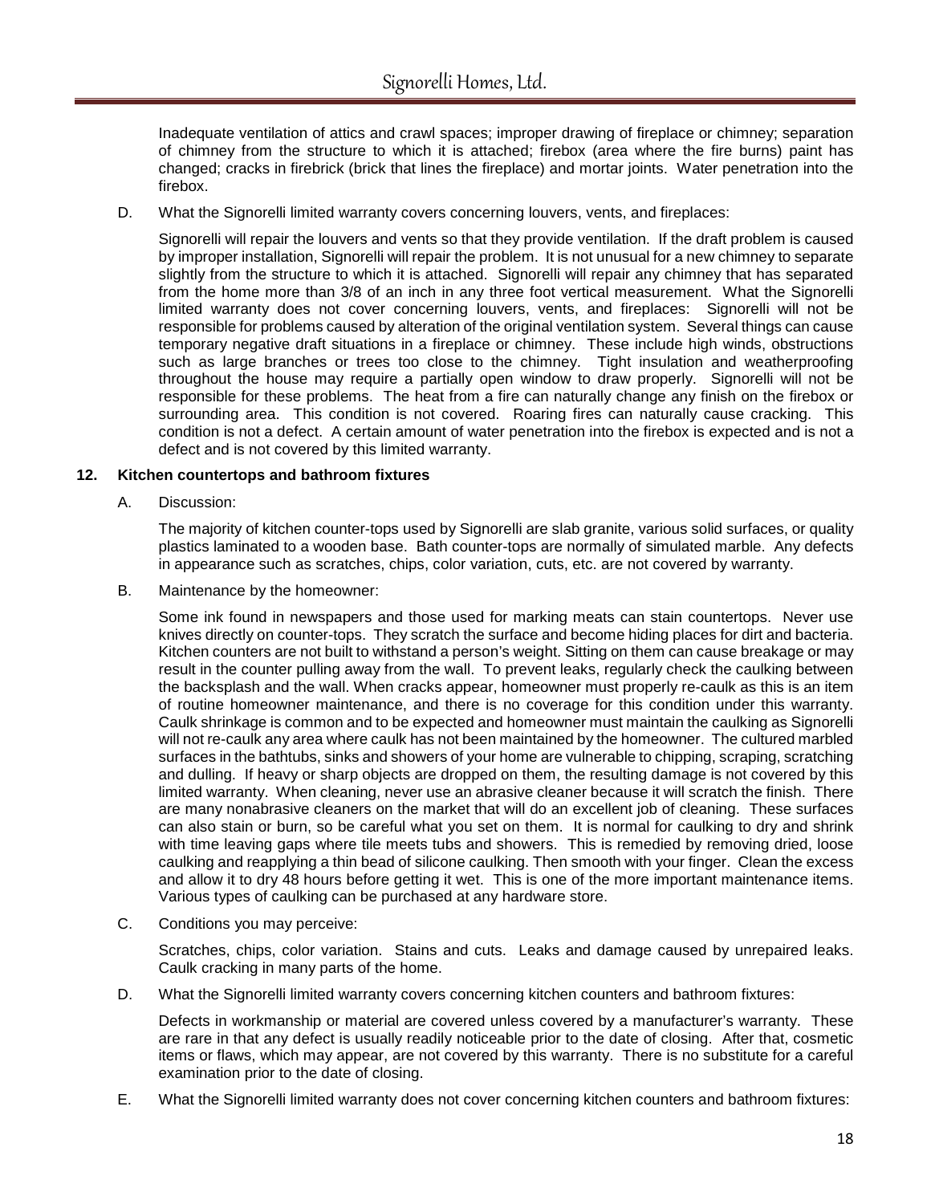Inadequate ventilation of attics and crawl spaces; improper drawing of fireplace or chimney; separation of chimney from the structure to which it is attached; firebox (area where the fire burns) paint has changed; cracks in firebrick (brick that lines the fireplace) and mortar joints. Water penetration into the firebox.

D. What the Signorelli limited warranty covers concerning louvers, vents, and fireplaces:

Signorelli will repair the louvers and vents so that they provide ventilation. If the draft problem is caused by improper installation, Signorelli will repair the problem. It is not unusual for a new chimney to separate slightly from the structure to which it is attached. Signorelli will repair any chimney that has separated from the home more than 3/8 of an inch in any three foot vertical measurement. What the Signorelli limited warranty does not cover concerning louvers, vents, and fireplaces: Signorelli will not be responsible for problems caused by alteration of the original ventilation system. Several things can cause temporary negative draft situations in a fireplace or chimney. These include high winds, obstructions such as large branches or trees too close to the chimney. Tight insulation and weatherproofing throughout the house may require a partially open window to draw properly. Signorelli will not be responsible for these problems. The heat from a fire can naturally change any finish on the firebox or surrounding area. This condition is not covered. Roaring fires can naturally cause cracking. This condition is not a defect. A certain amount of water penetration into the firebox is expected and is not a defect and is not covered by this limited warranty.

**12. Kitchen countertops and bathroom fixtures**

A. Discussion:

The majority of kitchen counter-tops used by Signorelli are slab granite, various solid surfaces, or quality plastics laminated to a wooden base. Bath counter-tops are normally of simulated marble. Any defects in appearance such as scratches, chips, color variation, cuts, etc. are not covered by warranty.

B. Maintenance by the homeowner:

Some ink found in newspapers and those used for marking meats can stain countertops. Never use knives directly on counter-tops. They scratch the surface and become hiding places for dirt and bacteria. Kitchen counters are not built to withstand a person's weight. Sitting on them can cause breakage or may result in the counter pulling away from the wall. To prevent leaks, regularly check the caulking between the backsplash and the wall. When cracks appear, homeowner must properly re-caulk as this is an item of routine homeowner maintenance, and there is no coverage for this condition under this warranty. Caulk shrinkage is common and to be expected and homeowner must maintain the caulking as Signorelli will not re-caulk any area where caulk has not been maintained by the homeowner. The cultured marbled surfaces in the bathtubs, sinks and showers of your home are vulnerable to chipping, scraping, scratching and dulling. If heavy or sharp objects are dropped on them, the resulting damage is not covered by this limited warranty. When cleaning, never use an abrasive cleaner because it will scratch the finish. There are many nonabrasive cleaners on the market that will do an excellent job of cleaning. These surfaces can also stain or burn, so be careful what you set on them. It is normal for caulking to dry and shrink with time leaving gaps where tile meets tubs and showers. This is remedied by removing dried, loose caulking and reapplying a thin bead of silicone caulking. Then smooth with your finger. Clean the excess and allow it to dry 48 hours before getting it wet. This is one of the more important maintenance items. Various types of caulking can be purchased at any hardware store.

C. Conditions you may perceive:

Scratches, chips, color variation. Stains and cuts. Leaks and damage caused by unrepaired leaks. Caulk cracking in many parts of the home.

D. What the Signorelli limited warranty covers concerning kitchen counters and bathroom fixtures:

Defects in workmanship or material are covered unless covered by a manufacturer's warranty. These are rare in that any defect is usually readily noticeable prior to the date of closing. After that, cosmetic items or flaws, which may appear, are not covered by this warranty. There is no substitute for a careful examination prior to the date of closing.

E. What the Signorelli limited warranty does not cover concerning kitchen counters and bathroom fixtures: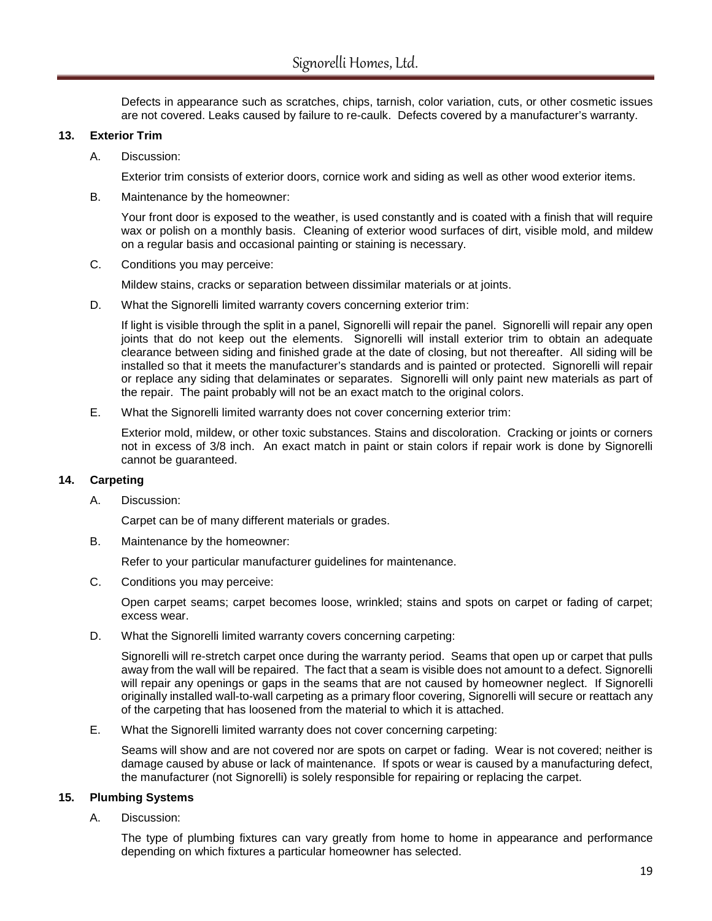Defects in appearance such as scratches, chips, tarnish, color variation, cuts, or other cosmetic issues are not covered. Leaks caused by failure to re-caulk. Defects covered by a manufacturer's warranty.

### 13. Exterior Trim

A. Discussion:

Exterior trim consists of exterior doors, cornice work and siding as well as other wood exterior items.

B. Maintenance by the homeowner:

Your front door is exposed to the weather, is used constantly and is coated with a finish that will require wax or polish on a monthly basis. Cleaning of exterior wood surfaces of dirt, visible mold, and mildew on a regular basis and occasional painting or staining is necessary.

C. Conditions you may perceive:

Mildew stains, cracks or separation between dissimilar materials or at joints.

D. What the Signorelli limited warranty covers concerning exterior trim:

If light is visible through the split in a panel, Signorelli will repair the panel. Signorelli will repair any open joints that do not keep out the elements. Signorelli will install exterior trim to obtain an adequate clearance between siding and finished grade at the date of closing, but not thereafter. All siding will be installed so that it meets the manufacturer's standards and is painted or protected. Signorelli will repair or replace any siding that delaminates or separates. Signorelli will only paint new materials as part of the repair. The paint probably will not be an exact match to the original colors.

E. What the Signorelli limited warranty does not cover concerning exterior trim:

Exterior mold, mildew, or other toxic substances. Stains and discoloration. Cracking or joints or corners not in excess of 3/8 inch. An exact match in paint or stain colors if repair work is done by Signorelli cannot be guaranteed.

### 14. Carpeting

A. Discussion:

Carpet can be of many different materials or grades.

B. Maintenance by the homeowner:

Refer to your particular manufacturer guidelines for maintenance.

C. Conditions you may perceive:

Open carpet seams; carpet becomes loose, wrinkled; stains and spots on carpet or fading of carpet; excess wear.

D. What the Signorelli limited warranty covers concerning carpeting:

Signorelli will re-stretch carpet once during the warranty period. Seams that open up or carpet that pulls away from the wall will be repaired. The fact that a seam is visible does not amount to a defect. Signorelli will repair any openings or gaps in the seams that are not caused by homeowner neglect. If Signorelli originally installed wall-to-wall carpeting as a primary floor covering, Signorelli will secure or reattach any of the carpeting that has loosened from the material to which it is attached.

E. What the Signorelli limited warranty does not cover concerning carpeting:

Seams will show and are not covered nor are spots on carpet or fading. Wear is not covered; neither is damage caused by abuse or lack of maintenance. If spots or wear is caused by a manufacturing defect, the manufacturer (not Signorelli) is solely responsible for repairing or replacing the carpet.

### 15. Plumbing Systems

A. Discussion:

The type of plumbing fixtures can vary greatly from home to home in appearance and performance depending on which fixtures a particular homeowner has selected.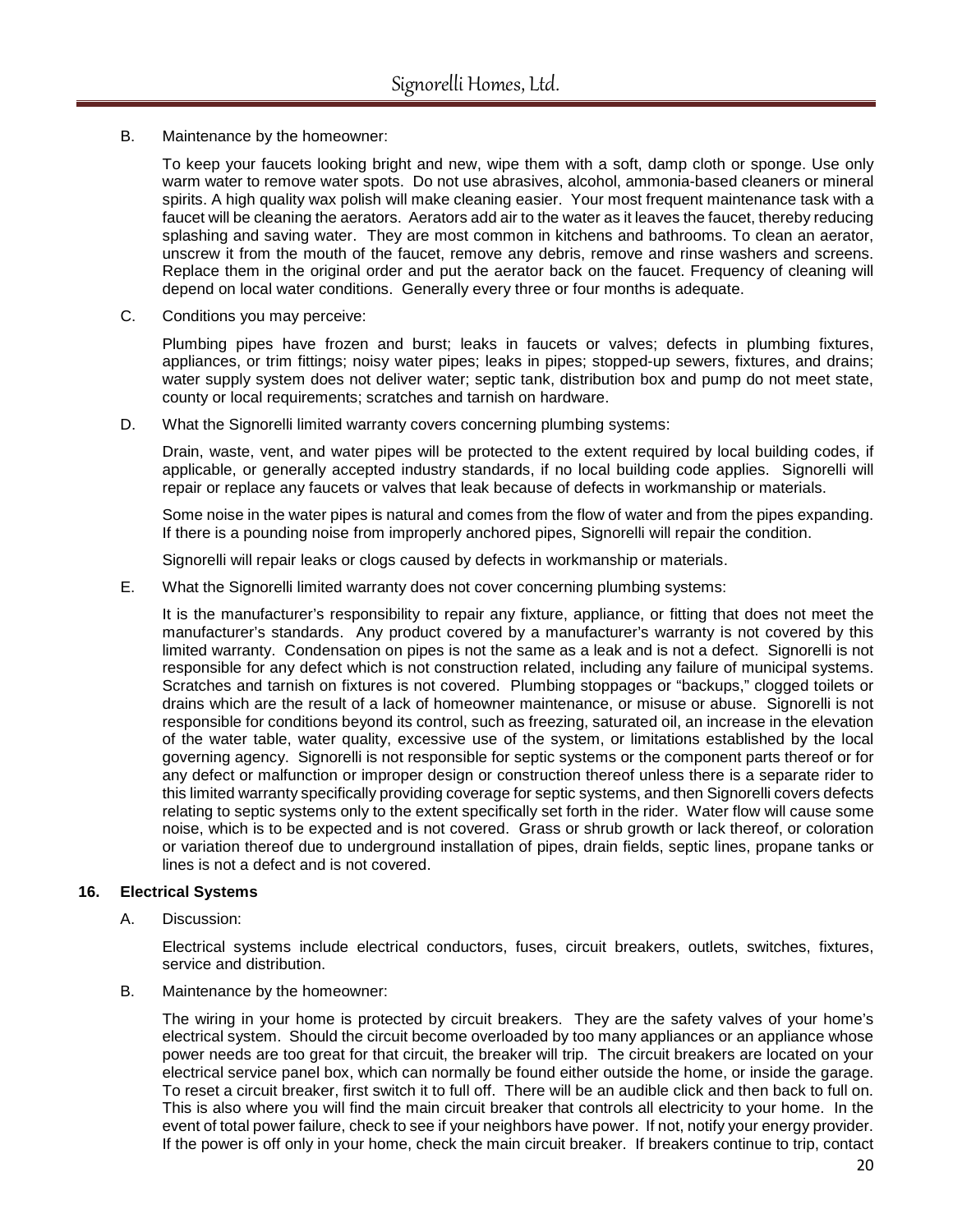B. Maintenance by the homeowner:

To keep your faucets looking bright and new, wipe them with a soft, damp cloth or sponge. Use only warm water to remove water spots. Do not use abrasives, alcohol, ammonia-based cleaners or mineral spirits. A high quality wax polish will make cleaning easier. Your most frequent maintenance task with a faucet will be cleaning the aerators. Aerators add air to the water as it leaves the faucet, thereby reducing splashing and saving water. They are most common in kitchens and bathrooms. To clean an aerator, unscrew it from the mouth of the faucet, remove any debris, remove and rinse washers and screens. Replace them in the original order and put the aerator back on the faucet. Frequency of cleaning will depend on local water conditions. Generally every three or four months is adequate.

C. Conditions you may perceive:

Plumbing pipes have frozen and burst; leaks in faucets or valves; defects in plumbing fixtures, appliances, or trim fittings; noisy water pipes; leaks in pipes; stopped-up sewers, fixtures, and drains; water supply system does not deliver water; septic tank, distribution box and pump do not meet state, county or local requirements; scratches and tarnish on hardware.

D. What the Signorelli limited warranty covers concerning plumbing systems:

Drain, waste, vent, and water pipes will be protected to the extent required by local building codes, if applicable, or generally accepted industry standards, if no local building code applies. Signorelli will repair or replace any faucets or valves that leak because of defects in workmanship or materials.

Some noise in the water pipes is natural and comes from the flow of water and from the pipes expanding. If there is a pounding noise from improperly anchored pipes, Signorelli will repair the condition.

Signorelli will repair leaks or clogs caused by defects in workmanship or materials.

E. What the Signorelli limited warranty does not cover concerning plumbing systems:

It is the manufacturer's responsibility to repair any fixture, appliance, or fitting that does not meet the manufacturer's standards. Any product covered by a manufacturer's warranty is not covered by this limited warranty. Condensation on pipes is not the same as a leak and is not a defect. Signorelli is not responsible for any defect which is not construction related, including any failure of municipal systems. Scratches and tarnish on fixtures is not covered. Plumbing stoppages or "backups," clogged toilets or drains which are the result of a lack of homeowner maintenance, or misuse or abuse. Signorelli is not responsible for conditions beyond its control, such as freezing, saturated oil, an increase in the elevation of the water table, water quality, excessive use of the system, or limitations established by the local governing agency. Signorelli is not responsible for septic systems or the component parts thereof or for any defect or malfunction or improper design or construction thereof unless there is a separate rider to this limited warranty specifically providing coverage for septic systems, and then Signorelli covers defects relating to septic systems only to the extent specifically set forth in the rider. Water flow will cause some noise, which is to be expected and is not covered. Grass or shrub growth or lack thereof, or coloration or variation thereof due to underground installation of pipes, drain fields, septic lines, propane tanks or lines is not a defect and is not covered.

**16. Electrical Systems**

A. Discussion:

Electrical systems include electrical conductors, fuses, circuit breakers, outlets, switches, fixtures, service and distribution.

B. Maintenance by the homeowner:

The wiring in your home is protected by circuit breakers. They are the safety valves of your home's electrical system. Should the circuit become overloaded by too many appliances or an appliance whose power needs are too great for that circuit, the breaker will trip. The circuit breakers are located on your electrical service panel box, which can normally be found either outside the home, or inside the garage. To reset a circuit breaker, first switch it to full off. There will be an audible click and then back to full on. This is also where you will find the main circuit breaker that controls all electricity to your home. In the event of total power failure, check to see if your neighbors have power. If not, notify your energy provider. If the power is off only in your home, check the main circuit breaker. If breakers continue to trip, contact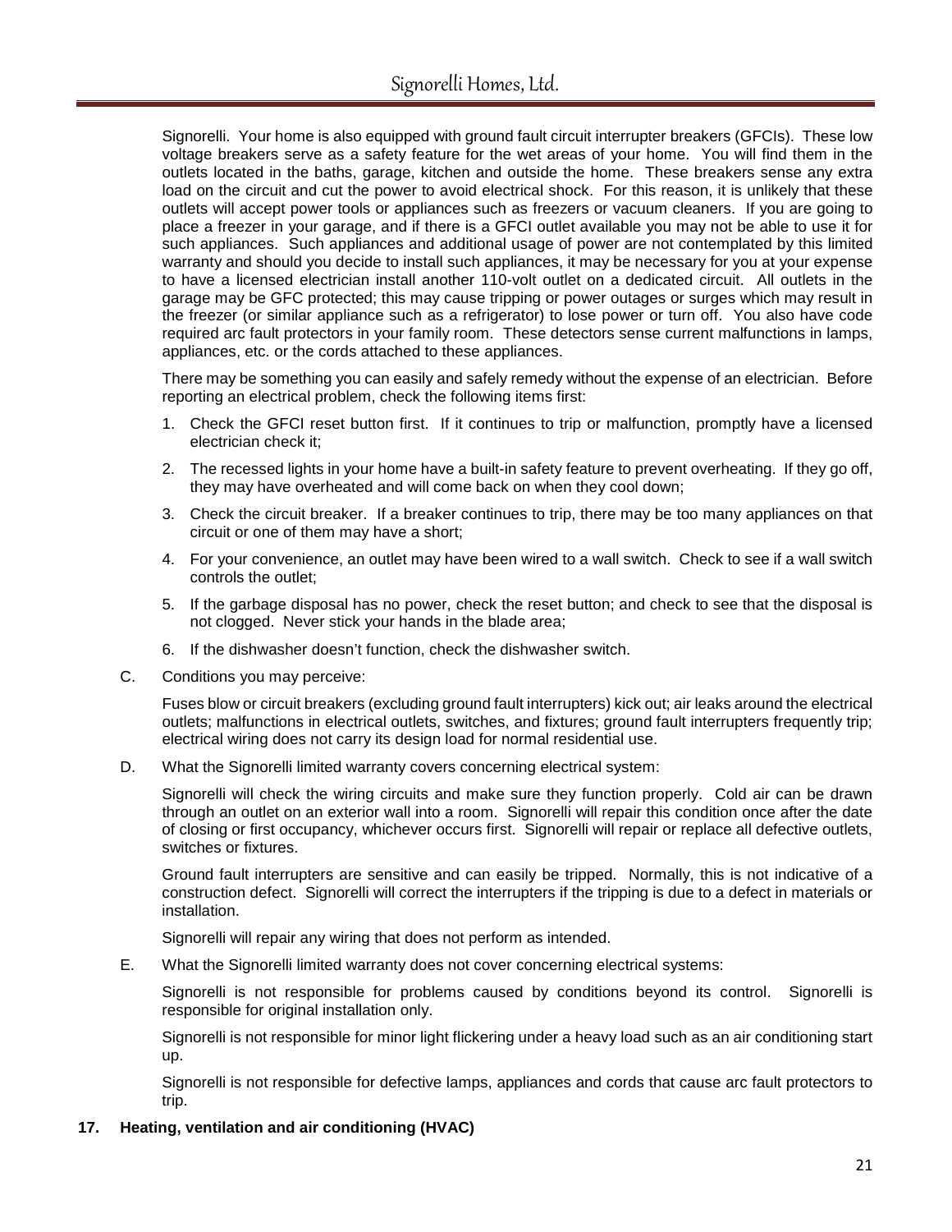Signorelli. Your home is also equipped with ground fault circuit interrupter breakers (GFCIs). These low voltage breakers serve as a safety feature for the wet areas of your home. You will find them in the outlets located in the baths, garage, kitchen and outside the home. These breakers sense any extra load on the circuit and cut the power to avoid electrical shock. For this reason, it is unlikely that these outlets will accept power tools or appliances such as freezers or vacuum cleaners. If you are going to place a freezer in your garage, and if there is a GFCI outlet available you may not be able to use it for such appliances. Such appliances and additional usage of power are not contemplated by this limited warranty and should you decide to install such appliances, it may be necessary for you at your expense to have a licensed electrician install another 110-volt outlet on a dedicated circuit. All outlets in the garage may be GFC protected; this may cause tripping or power outages or surges which may result in the freezer (or similar appliance such as a refrigerator) to lose power or turn off. You also have code required arc fault protectors in your family room. These detectors sense current malfunctions in lamps, appliances, etc. or the cords attached to these appliances.

There may be something you can easily and safely remedy without the expense of an electrician. Before reporting an electrical problem, check the following items first:

1. Check the GFCI reset button first. If it continues to trip or malfunction, promptly have a licensed electrician check it;
2. The recessed lights in your home have a built-in safety feature to prevent overheating. If they go off, they may have overheated and will come back on when they cool down;
3. Check the circuit breaker. If a breaker continues to trip, there may be too many appliances on that circuit or one of them may have a short;
4. For your convenience, an outlet may have been wired to a wall switch. Check to see if a wall switch controls the outlet;
5. If the garbage disposal has no power, check the reset button; and check to see that the disposal is not clogged. Never stick your hands in the blade area;
6. If the dishwasher doesn't function, check the dishwasher switch.

C. Conditions you may perceive:

Fuses blow or circuit breakers (excluding ground fault interrupters) kick out; air leaks around the electrical outlets; malfunctions in electrical outlets, switches, and fixtures; ground fault interrupters frequently trip; electrical wiring does not carry its design load for normal residential use.

D. What the Signorelli limited warranty covers concerning electrical system:

Signorelli will check the wiring circuits and make sure they function properly. Cold air can be drawn through an outlet on an exterior wall into a room. Signorelli will repair this condition once after the date of closing or first occupancy, whichever occurs first. Signorelli will repair or replace all defective outlets, switches or fixtures.

Ground fault interrupters are sensitive and can easily be tripped. Normally, this is not indicative of a construction defect. Signorelli will correct the interrupters if the tripping is due to a defect in materials or installation.

Signorelli will repair any wiring that does not perform as intended.

E. What the Signorelli limited warranty does not cover concerning electrical systems:

Signorelli is not responsible for problems caused by conditions beyond its control. Signorelli is responsible for original installation only.

Signorelli is not responsible for minor light flickering under a heavy load such as an air conditioning start up.

Signorelli is not responsible for defective lamps, appliances and cords that cause arc fault protectors to trip.

**17. Heating, ventilation and air conditioning (HVAC)**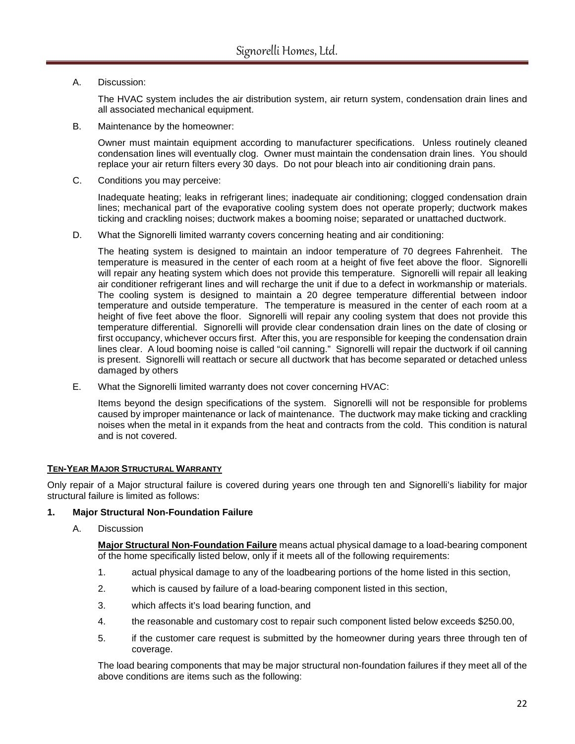A. Discussion:

The HVAC system includes the air distribution system, air return system, condensation drain lines and all associated mechanical equipment.

B. Maintenance by the homeowner:

Owner must maintain equipment according to manufacturer specifications. Unless routinely cleaned condensation lines will eventually clog. Owner must maintain the condensation drain lines. You should replace your air return filters every 30 days. Do not pour bleach into air conditioning drain pans.

C. Conditions you may perceive:

Inadequate heating; leaks in refrigerant lines; inadequate air conditioning; clogged condensation drain lines; mechanical part of the evaporative cooling system does not operate properly; ductwork makes ticking and crackling noises; ductwork makes a booming noise; separated or unattached ductwork.

D. What the Signorelli limited warranty covers concerning heating and air conditioning:

The heating system is designed to maintain an indoor temperature of 70 degrees Fahrenheit. The temperature is measured in the center of each room at a height of five feet above the floor. Signorelli will repair any heating system which does not provide this temperature. Signorelli will repair all leaking air conditioner refrigerant lines and will recharge the unit if due to a defect in workmanship or materials. The cooling system is designed to maintain a 20 degree temperature differential between indoor temperature and outside temperature. The temperature is measured in the center of each room at a height of five feet above the floor. Signorelli will repair any cooling system that does not provide this temperature differential. Signorelli will provide clear condensation drain lines on the date of closing or first occupancy, whichever occurs first. After this, you are responsible for keeping the condensation drain lines clear. A loud booming noise is called "oil canning." Signorelli will repair the ductwork if oil canning is present. Signorelli will reattach or secure all ductwork that has become separated or detached unless damaged by others

E. What the Signorelli limited warranty does not cover concerning HVAC:

Items beyond the design specifications of the system. Signorelli will not be responsible for problems caused by improper maintenance or lack of maintenance. The ductwork may make ticking and crackling noises when the metal in it expands from the heat and contracts from the cold. This condition is natural and is not covered.

## TEN-YEAR MAJOR STRUCTURAL WARRANTY

Only repair of a Major structural failure is covered during years one through ten and Signorelli's liability for major structural failure is limited as follows:

### 1. Major Structural Non-Foundation Failure

A. Discussion

**Major Structural Non-Foundation Failure** means actual physical damage to a load-bearing component of the home specifically listed below, only if it meets all of the following requirements:

1. actual physical damage to any of the loadbearing portions of the home listed in this section,
2. which is caused by failure of a load-bearing component listed in this section,
3. which affects it's load bearing function, and
4. the reasonable and customary cost to repair such component listed below exceeds $250.00,
5. if the customer care request is submitted by the homeowner during years three through ten of coverage.

The load bearing components that may be major structural non-foundation failures if they meet all of the above conditions are items such as the following: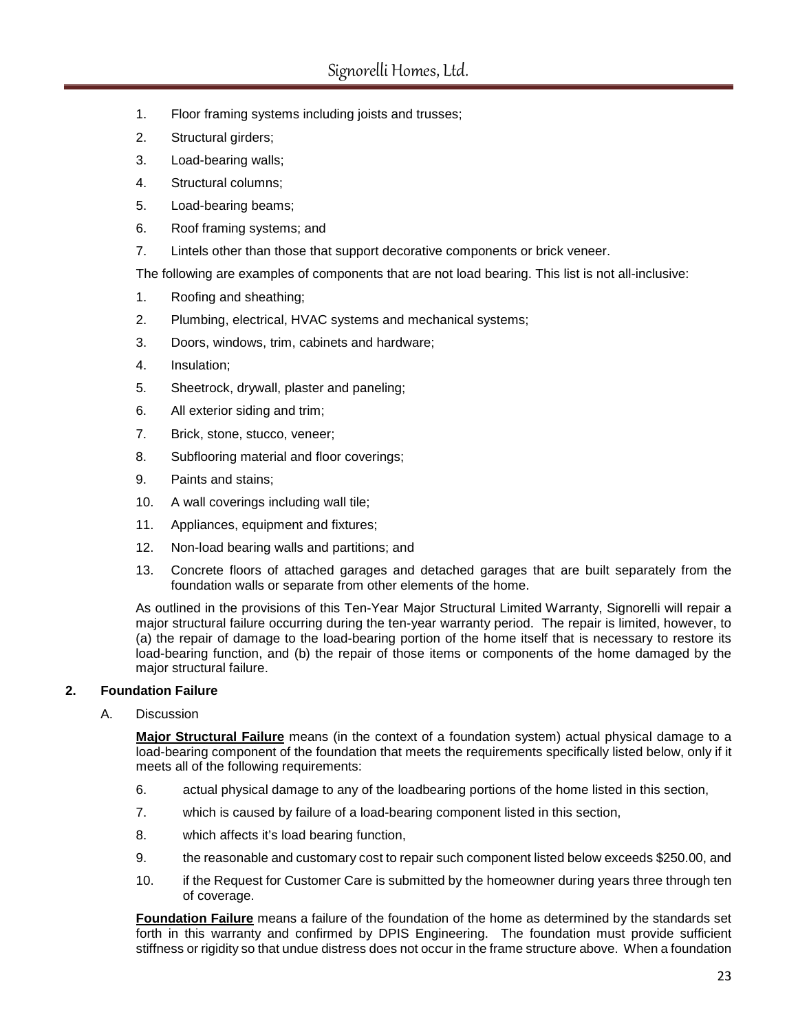1. Floor framing systems including joists and trusses;
2. Structural girders;
3. Load-bearing walls;
4. Structural columns;
5. Load-bearing beams;
6. Roof framing systems; and
7. Lintels other than those that support decorative components or brick veneer.

The following are examples of components that are not load bearing. This list is not all-inclusive:

1. Roofing and sheathing;
2. Plumbing, electrical, HVAC systems and mechanical systems;
3. Doors, windows, trim, cabinets and hardware;
4. Insulation;
5. Sheetrock, drywall, plaster and paneling;
6. All exterior siding and trim;
7. Brick, stone, stucco, veneer;
8. Subflooring material and floor coverings;
9. Paints and stains;
10. A wall coverings including wall tile;
11. Appliances, equipment and fixtures;
12. Non-load bearing walls and partitions; and
13. Concrete floors of attached garages and detached garages that are built separately from the foundation walls or separate from other elements of the home.

As outlined in the provisions of this Ten-Year Major Structural Limited Warranty, Signorelli will repair a major structural failure occurring during the ten-year warranty period. The repair is limited, however, to (a) the repair of damage to the load-bearing portion of the home itself that is necessary to restore its load-bearing function, and (b) the repair of those items or components of the home damaged by the major structural failure.

**2. Foundation Failure**

A. Discussion

**Major Structural Failure** means (in the context of a foundation system) actual physical damage to a load-bearing component of the foundation that meets the requirements specifically listed below, only if it meets all of the following requirements:

6. actual physical damage to any of the loadbearing portions of the home listed in this section,
7. which is caused by failure of a load-bearing component listed in this section,
8. which affects it's load bearing function,
9. the reasonable and customary cost to repair such component listed below exceeds $250.00, and
10. if the Request for Customer Care is submitted by the homeowner during years three through ten of coverage.

**Foundation Failure** means a failure of the foundation of the home as determined by the standards set forth in this warranty and confirmed by DPIS Engineering. The foundation must provide sufficient stiffness or rigidity so that undue distress does not occur in the frame structure above. When a foundation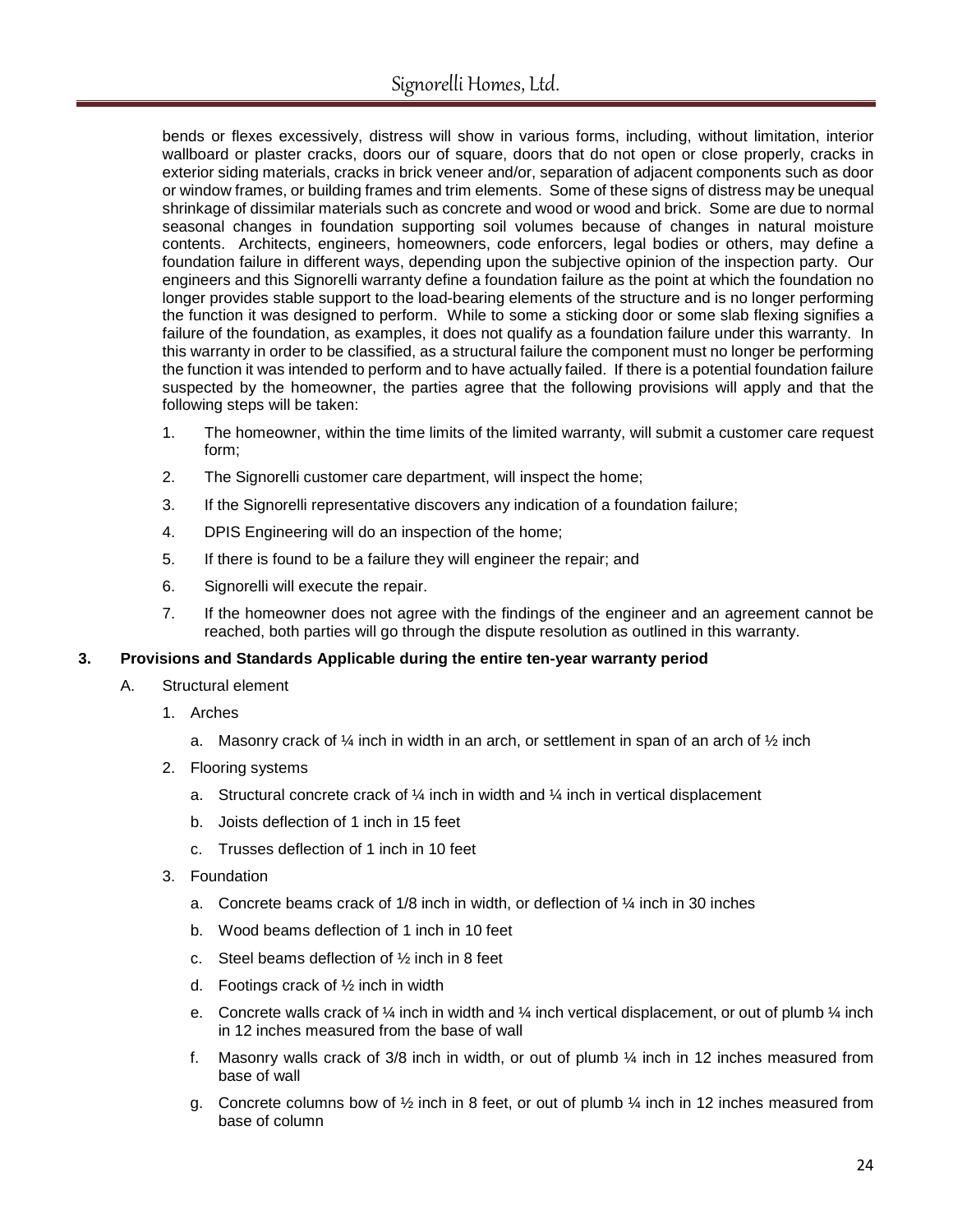bends or flexes excessively, distress will show in various forms, including, without limitation, interior wallboard or plaster cracks, doors our of square, doors that do not open or close properly, cracks in exterior siding materials, cracks in brick veneer and/or, separation of adjacent components such as door or window frames, or building frames and trim elements. Some of these signs of distress may be unequal shrinkage of dissimilar materials such as concrete and wood or wood and brick. Some are due to normal seasonal changes in foundation supporting soil volumes because of changes in natural moisture contents. Architects, engineers, homeowners, code enforcers, legal bodies or others, may define a foundation failure in different ways, depending upon the subjective opinion of the inspection party. Our engineers and this Signorelli warranty define a foundation failure as the point at which the foundation no longer provides stable support to the load-bearing elements of the structure and is no longer performing the function it was designed to perform. While to some a sticking door or some slab flexing signifies a failure of the foundation, as examples, it does not qualify as a foundation failure under this warranty. In this warranty in order to be classified, as a structural failure the component must no longer be performing the function it was intended to perform and to have actually failed. If there is a potential foundation failure suspected by the homeowner, the parties agree that the following provisions will apply and that the following steps will be taken:

1. The homeowner, within the time limits of the limited warranty, will submit a customer care request form;
2. The Signorelli customer care department, will inspect the home;
3. If the Signorelli representative discovers any indication of a foundation failure;
4. DPIS Engineering will do an inspection of the home;
5. If there is found to be a failure they will engineer the repair; and
6. Signorelli will execute the repair.
7. If the homeowner does not agree with the findings of the engineer and an agreement cannot be reached, both parties will go through the dispute resolution as outlined in this warranty.

**3. Provisions and Standards Applicable during the entire ten-year warranty period**

A. Structural element

1. Arches
   a. Masonry crack of ¼ inch in width in an arch, or settlement in span of an arch of ½ inch
2. Flooring systems
   a. Structural concrete crack of ¼ inch in width and ¼ inch in vertical displacement
   b. Joists deflection of 1 inch in 15 feet
   c. Trusses deflection of 1 inch in 10 feet
3. Foundation
   a. Concrete beams crack of 1/8 inch in width, or deflection of ¼ inch in 30 inches
   b. Wood beams deflection of 1 inch in 10 feet
   c. Steel beams deflection of ½ inch in 8 feet
   d. Footings crack of ½ inch in width
   e. Concrete walls crack of ¼ inch in width and ¼ inch vertical displacement, or out of plumb ¼ inch in 12 inches measured from the base of wall
   f. Masonry walls crack of 3/8 inch in width, or out of plumb ¼ inch in 12 inches measured from base of wall
   g. Concrete columns bow of ½ inch in 8 feet, or out of plumb ¼ inch in 12 inches measured from base of column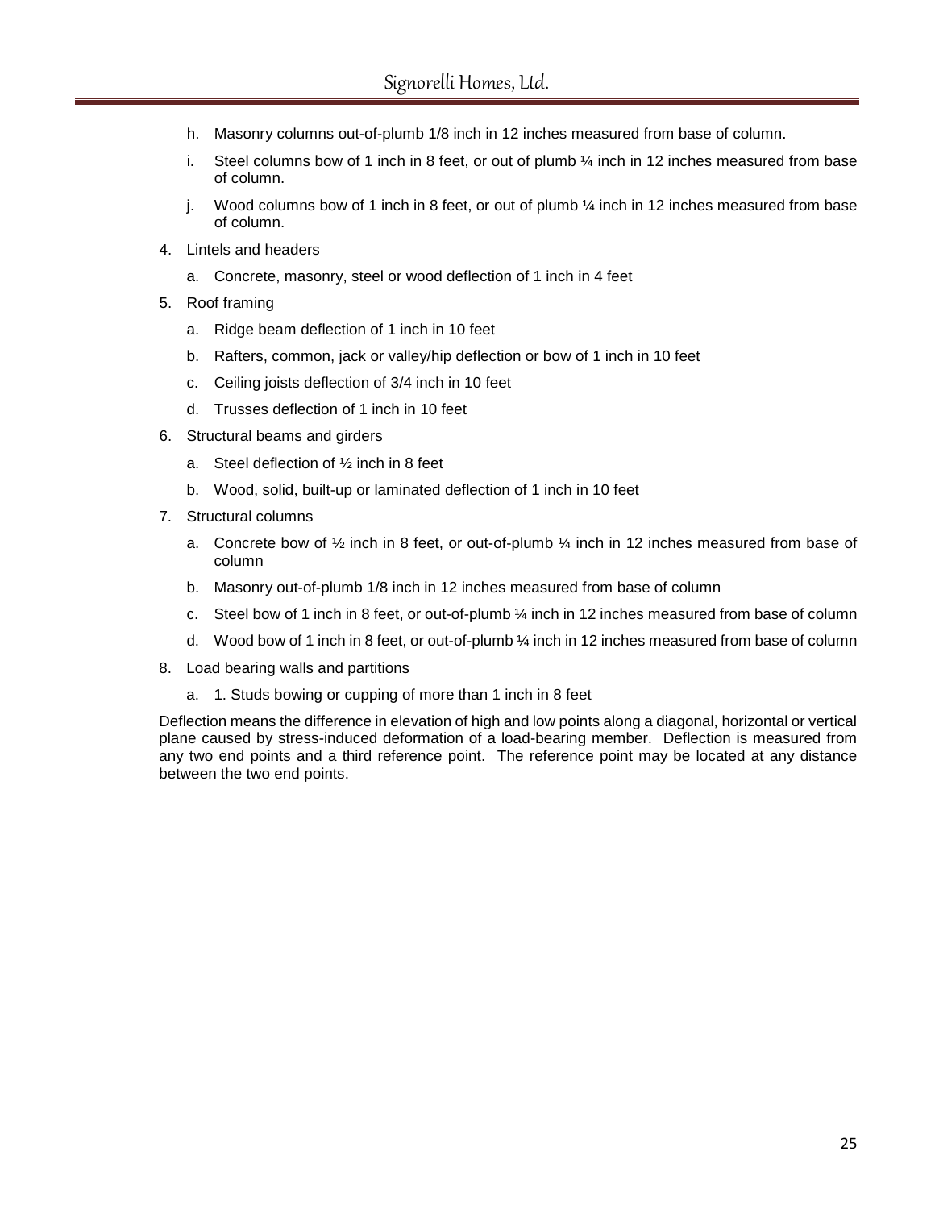h. Masonry columns out-of-plumb 1/8 inch in 12 inches measured from base of column.

i. Steel columns bow of 1 inch in 8 feet, or out of plumb ¼ inch in 12 inches measured from base of column.

j. Wood columns bow of 1 inch in 8 feet, or out of plumb ¼ inch in 12 inches measured from base of column.

4. Lintels and headers

   a. Concrete, masonry, steel or wood deflection of 1 inch in 4 feet

5. Roof framing

   a. Ridge beam deflection of 1 inch in 10 feet

   b. Rafters, common, jack or valley/hip deflection or bow of 1 inch in 10 feet

   c. Ceiling joists deflection of 3/4 inch in 10 feet

   d. Trusses deflection of 1 inch in 10 feet

6. Structural beams and girders

   a. Steel deflection of ½ inch in 8 feet

   b. Wood, solid, built-up or laminated deflection of 1 inch in 10 feet

7. Structural columns

   a. Concrete bow of ½ inch in 8 feet, or out-of-plumb ¼ inch in 12 inches measured from base of column

   b. Masonry out-of-plumb 1/8 inch in 12 inches measured from base of column

   c. Steel bow of 1 inch in 8 feet, or out-of-plumb ¼ inch in 12 inches measured from base of column

   d. Wood bow of 1 inch in 8 feet, or out-of-plumb ¼ inch in 12 inches measured from base of column

8. Load bearing walls and partitions

   a. 1. Studs bowing or cupping of more than 1 inch in 8 feet

Deflection means the difference in elevation of high and low points along a diagonal, horizontal or vertical plane caused by stress-induced deformation of a load-bearing member. Deflection is measured from any two end points and a third reference point. The reference point may be located at any distance between the two end points.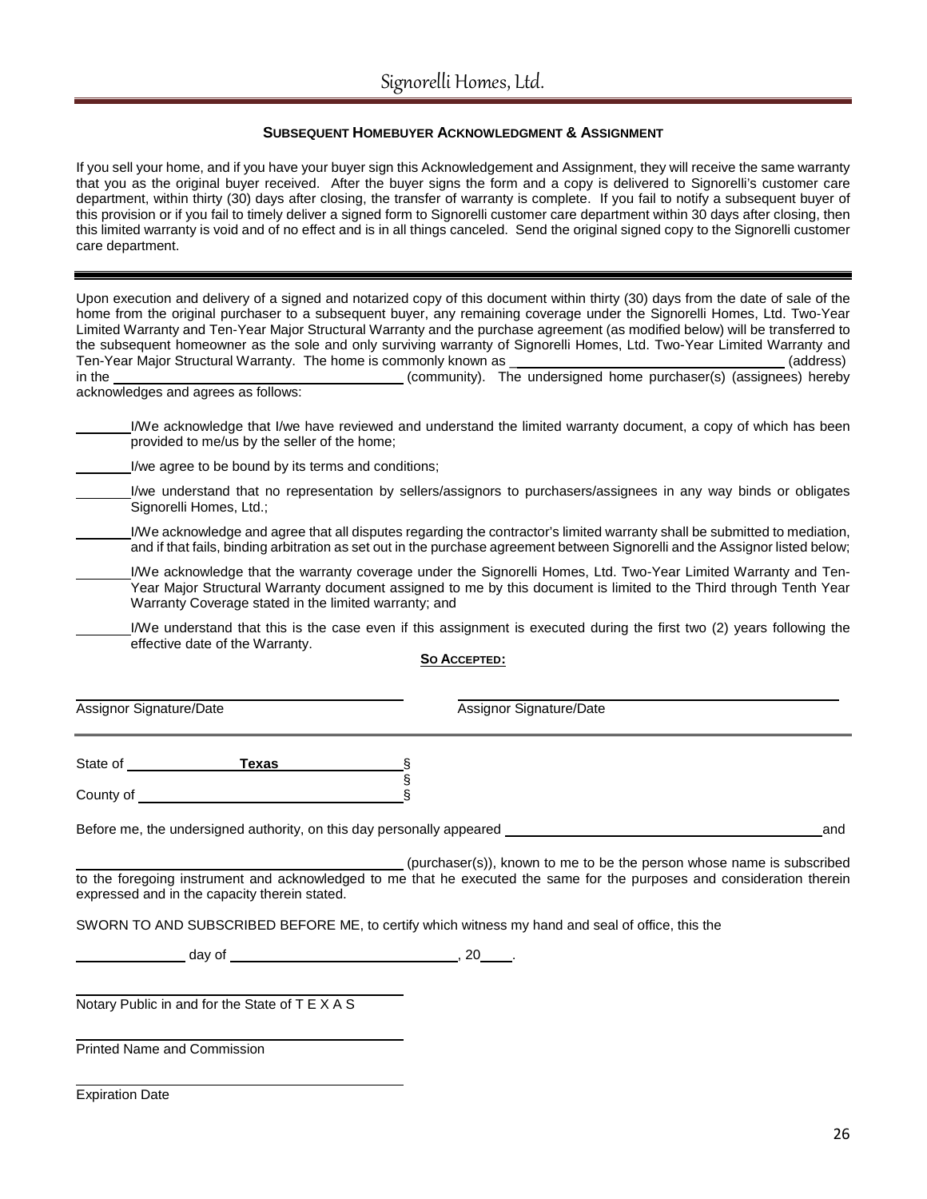Signorelli Homes, Ltd.

## SUBSEQUENT HOMEBUYER ACKNOWLEDGMENT & ASSIGNMENT

If you sell your home, and if you have your buyer sign this Acknowledgement and Assignment, they will receive the same warranty that you as the original buyer received. After the buyer signs the form and a copy is delivered to Signorelli's customer care department, within thirty (30) days after closing, the transfer of warranty is complete. If you fail to notify a subsequent buyer of this provision or if you fail to timely deliver a signed form to Signorelli customer care department within 30 days after closing, then this limited warranty is void and of no effect and is in all things canceled. Send the original signed copy to the Signorelli customer care department.

---

Upon execution and delivery of a signed and notarized copy of this document within thirty (30) days from the date of sale of the home from the original purchaser to a subsequent buyer, any remaining coverage under the Signorelli Homes, Ltd. Two-Year Limited Warranty and Ten-Year Major Structural Warranty and the purchase agreement (as modified below) will be transferred to the subsequent homeowner as the sole and only surviving warranty of Signorelli Homes, Ltd. Two-Year Limited Warranty and Ten-Year Major Structural Warranty. The home is commonly known as ______________________________ (address) in the ______________________________ (community). The undersigned home purchaser(s) (assignees) hereby acknowledges and agrees as follows:

_______ I/We acknowledge that I/we have reviewed and understand the limited warranty document, a copy of which has been provided to me/us by the seller of the home;

_______ I/we agree to be bound by its terms and conditions;

_______ I/we understand that no representation by sellers/assignors to purchasers/assignees in any way binds or obligates Signorelli Homes, Ltd.;

_______ I/We acknowledge and agree that all disputes regarding the contractor's limited warranty shall be submitted to mediation, and if that fails, binding arbitration as set out in the purchase agreement between Signorelli and the Assignor listed below;

_______ I/We acknowledge that the warranty coverage under the Signorelli Homes, Ltd. Two-Year Limited Warranty and Ten-Year Major Structural Warranty document assigned to me by this document is limited to the Third through Tenth Year Warranty Coverage stated in the limited warranty; and

_______ I/We understand that this is the case even if this assignment is executed during the first two (2) years following the effective date of the Warranty.

**SO ACCEPTED:**

______________________________ ______________________________
Assignor Signature/Date Assignor Signature/Date

---

State of ________ **Texas** ________ §
§
County of ______________________________ §

Before me, the undersigned authority, on this day personally appeared ______________________________ and

______________________________ (purchaser(s)), known to me to be the person whose name is subscribed to the foregoing instrument and acknowledged to me that he executed the same for the purposes and consideration therein expressed and in the capacity therein stated.

SWORN TO AND SUBSCRIBED BEFORE ME, to certify which witness my hand and seal of office, this the

____________ day of ______________________, 20____.

______________________________
Notary Public in and for the State of T E X A S

______________________________
Printed Name and Commission

______________________________
Expiration Date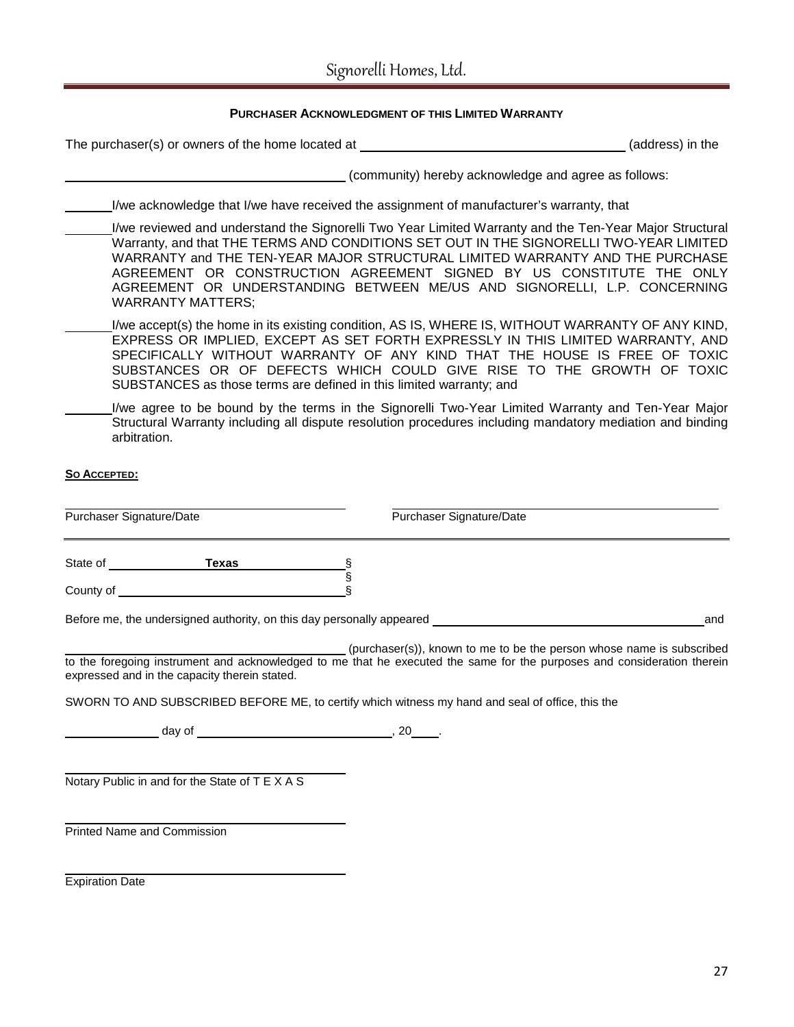**PURCHASER ACKNOWLEDGMENT OF THIS LIMITED WARRANTY**

The purchaser(s) or owners of the home located at ______________________________ (address) in the ______________________________ (community) hereby acknowledge and agree as follows:

______ I/we acknowledge that I/we have received the assignment of manufacturer's warranty, that

______ I/we reviewed and understand the Signorelli Two Year Limited Warranty and the Ten-Year Major Structural Warranty, and that THE TERMS AND CONDITIONS SET OUT IN THE SIGNORELLI TWO-YEAR LIMITED WARRANTY and THE TEN-YEAR MAJOR STRUCTURAL LIMITED WARRANTY AND THE PURCHASE AGREEMENT OR CONSTRUCTION AGREEMENT SIGNED BY US CONSTITUTE THE ONLY AGREEMENT OR UNDERSTANDING BETWEEN ME/US AND SIGNORELLI, L.P. CONCERNING WARRANTY MATTERS;

______ I/we accept(s) the home in its existing condition, AS IS, WHERE IS, WITHOUT WARRANTY OF ANY KIND, EXPRESS OR IMPLIED, EXCEPT AS SET FORTH EXPRESSLY IN THIS LIMITED WARRANTY, AND SPECIFICALLY WITHOUT WARRANTY OF ANY KIND THAT THE HOUSE IS FREE OF TOXIC SUBSTANCES OR OF DEFECTS WHICH COULD GIVE RISE TO THE GROWTH OF TOXIC SUBSTANCES as those terms are defined in this limited warranty; and

______ I/we agree to be bound by the terms in the Signorelli Two-Year Limited Warranty and Ten-Year Major Structural Warranty including all dispute resolution procedures including mandatory mediation and binding arbitration.

**SO ACCEPTED:**

______________________________ Purchaser Signature/Date

______________________________ Purchaser Signature/Date

State of ______ **Texas** ______ §
§
County of ______________________________ §

Before me, the undersigned authority, on this day personally appeared ______________________________ and ______________________________ (purchaser(s)), known to me to be the person whose name is subscribed to the foregoing instrument and acknowledged to me that he executed the same for the purposes and consideration therein expressed and in the capacity therein stated.

SWORN TO AND SUBSCRIBED BEFORE ME, to certify which witness my hand and seal of office, this the

__________ day of ______________________, 20____.

______________________________
Notary Public in and for the State of T E X A S

______________________________
Printed Name and Commission

______________________________
Expiration Date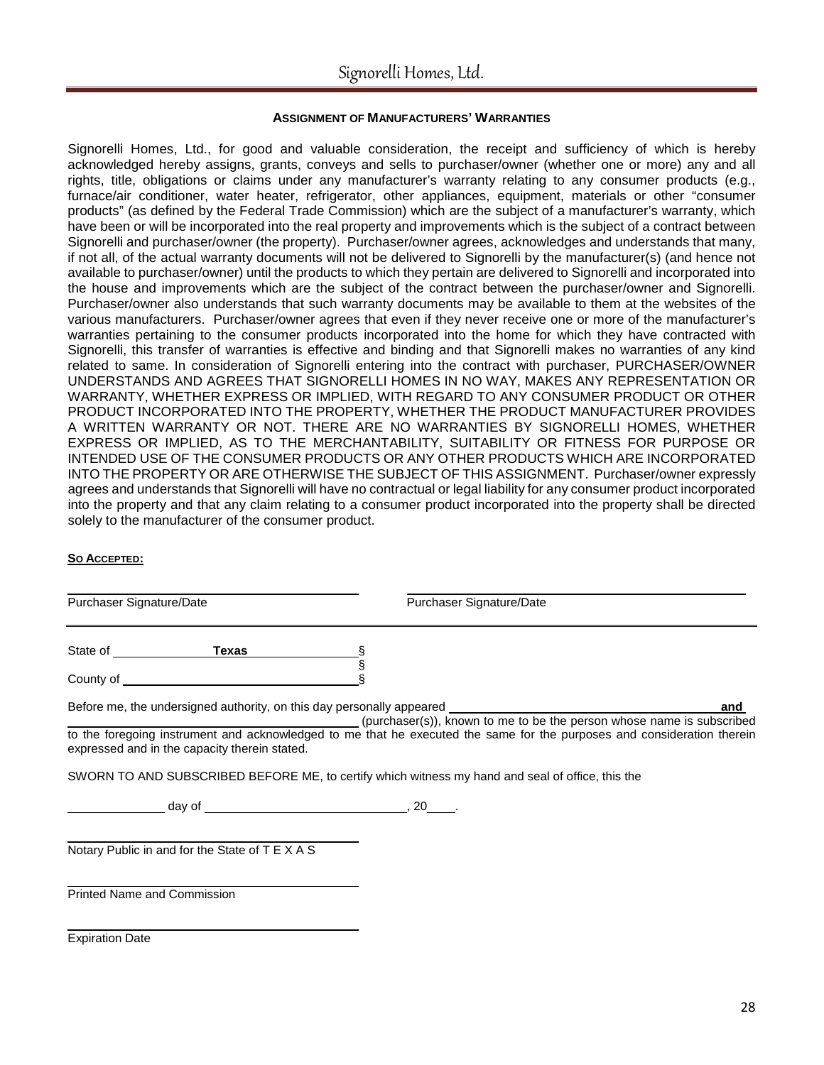### ASSIGNMENT OF MANUFACTURERS' WARRANTIES

Signorelli Homes, Ltd., for good and valuable consideration, the receipt and sufficiency of which is hereby acknowledged hereby assigns, grants, conveys and sells to purchaser/owner (whether one or more) any and all rights, title, obligations or claims under any manufacturer's warranty relating to any consumer products (e.g., furnace/air conditioner, water heater, refrigerator, other appliances, equipment, materials or other "consumer products" (as defined by the Federal Trade Commission) which are the subject of a manufacturer's warranty, which have been or will be incorporated into the real property and improvements which is the subject of a contract between Signorelli and purchaser/owner (the property). Purchaser/owner agrees, acknowledges and understands that many, if not all, of the actual warranty documents will not be delivered to Signorelli by the manufacturer(s) (and hence not available to purchaser/owner) until the products to which they pertain are delivered to Signorelli and incorporated into the house and improvements which are the subject of the contract between the purchaser/owner and Signorelli. Purchaser/owner also understands that such warranty documents may be available to them at the websites of the various manufacturers. Purchaser/owner agrees that even if they never receive one or more of the manufacturer's warranties pertaining to the consumer products incorporated into the home for which they have contracted with Signorelli, this transfer of warranties is effective and binding and that Signorelli makes no warranties of any kind related to same. In consideration of Signorelli entering into the contract with purchaser, PURCHASER/OWNER UNDERSTANDS AND AGREES THAT SIGNORELLI HOMES IN NO WAY, MAKES ANY REPRESENTATION OR WARRANTY, WHETHER EXPRESS OR IMPLIED, WITH REGARD TO ANY CONSUMER PRODUCT OR OTHER PRODUCT INCORPORATED INTO THE PROPERTY, WHETHER THE PRODUCT MANUFACTURER PROVIDES A WRITTEN WARRANTY OR NOT. THERE ARE NO WARRANTIES BY SIGNORELLI HOMES, WHETHER EXPRESS OR IMPLIED, AS TO THE MERCHANTABILITY, SUITABILITY OR FITNESS FOR PURPOSE OR INTENDED USE OF THE CONSUMER PRODUCTS OR ANY OTHER PRODUCTS WHICH ARE INCORPORATED INTO THE PROPERTY OR ARE OTHERWISE THE SUBJECT OF THIS ASSIGNMENT. Purchaser/owner expressly agrees and understands that Signorelli will have no contractual or legal liability for any consumer product incorporated into the property and that any claim relating to a consumer product incorporated into the property shall be directed solely to the manufacturer of the consumer product.

**SO ACCEPTED:**

______________________________ Purchaser Signature/Date

______________________________ Purchaser Signature/Date

State of **Texas** §
§
County of ______________ §

Before me, the undersigned authority, on this day personally appeared ______________________ **and** ______________________ (purchaser(s)), known to me to be the person whose name is subscribed to the foregoing instrument and acknowledged to me that he executed the same for the purposes and consideration therein expressed and in the capacity therein stated.

SWORN TO AND SUBSCRIBED BEFORE ME, to certify which witness my hand and seal of office, this the

__________ day of ______________________, 20____.

______________________________
Notary Public in and for the State of T E X A S

______________________________
Printed Name and Commission

______________________________
Expiration Date